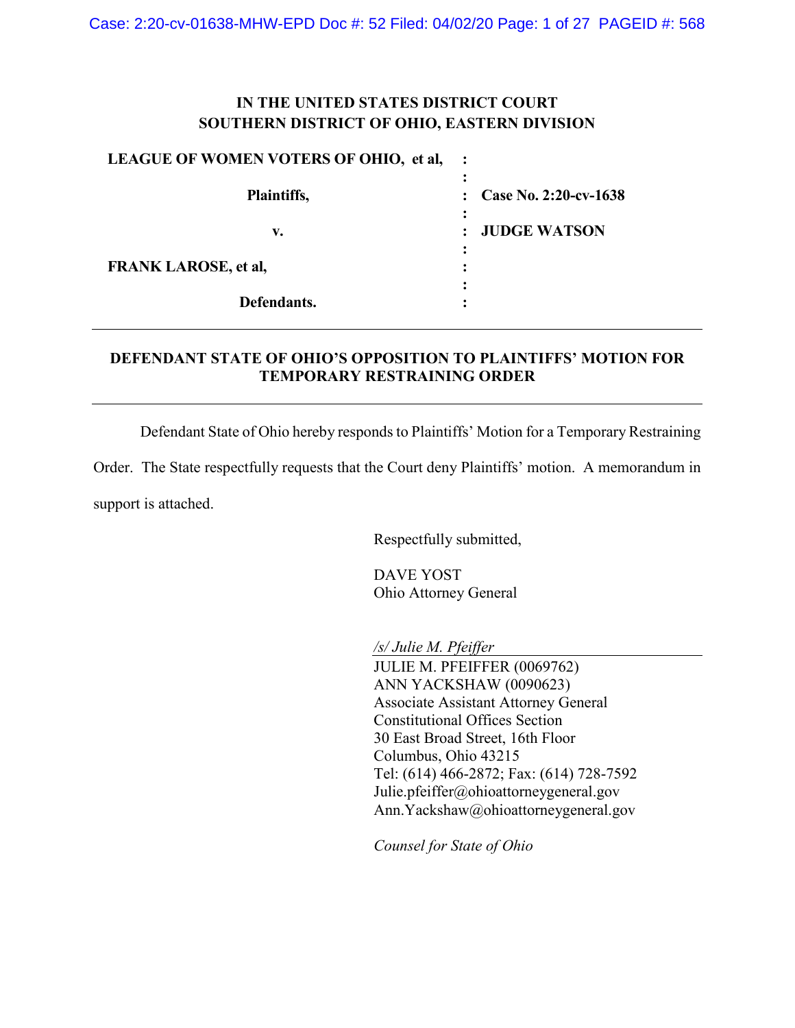**IN THE UNITED STATES DISTRICT COURT**
**SOUTHERN DISTRICT OF OHIO, EASTERN DIVISION**

| | | |
|---|---|---|
| **LEAGUE OF WOMEN VOTERS OF OHIO, et al,** | : | |
| | : | |
| **Plaintiffs,** | : | **Case No. 2:20-cv-1638** |
| | : | |
| **v.** | : | **JUDGE WATSON** |
| | : | |
| **FRANK LAROSE, et al,** | : | |
| | : | |
| **Defendants.** | : | |

---

**DEFENDANT STATE OF OHIO'S OPPOSITION TO PLAINTIFFS' MOTION FOR TEMPORARY RESTRAINING ORDER**

---

Defendant State of Ohio hereby responds to Plaintiffs' Motion for a Temporary Restraining Order. The State respectfully requests that the Court deny Plaintiffs' motion. A memorandum in support is attached.

Respectfully submitted,

DAVE YOST
Ohio Attorney General

*/s/ Julie M. Pfeiffer*
JULIE M. PFEIFFER (0069762)
ANN YACKSHAW (0090623)
Associate Assistant Attorney General
Constitutional Offices Section
30 East Broad Street, 16th Floor
Columbus, Ohio 43215
Tel: (614) 466-2872; Fax: (614) 728-7592
Julie.pfeiffer@ohioattorneygeneral.gov
Ann.Yackshaw@ohioattorneygeneral.gov

*Counsel for State of Ohio*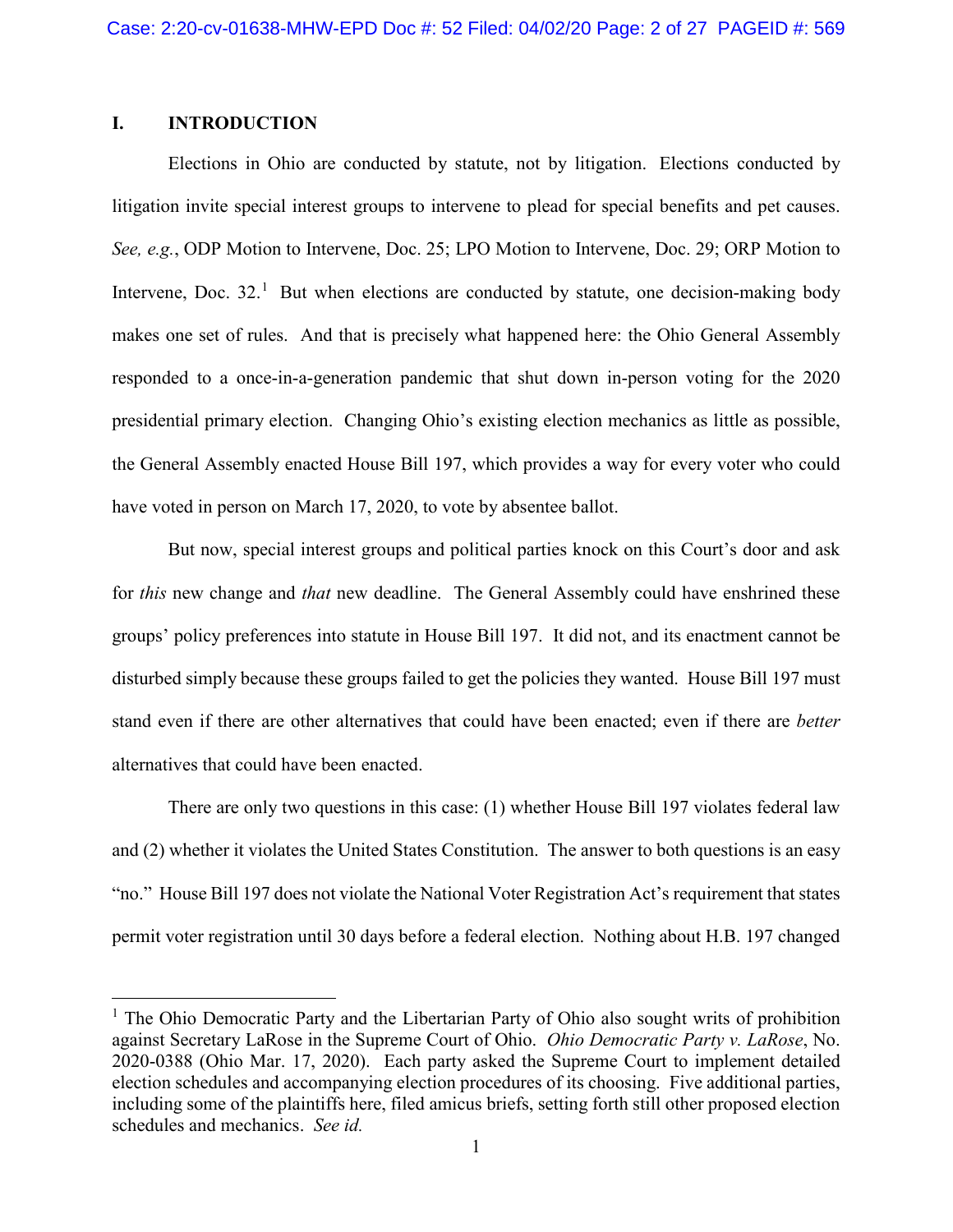## I. INTRODUCTION

Elections in Ohio are conducted by statute, not by litigation. Elections conducted by litigation invite special interest groups to intervene to plead for special benefits and pet causes. *See, e.g.*, ODP Motion to Intervene, Doc. 25; LPO Motion to Intervene, Doc. 29; ORP Motion to Intervene, Doc. 32.[1] But when elections are conducted by statute, one decision-making body makes one set of rules. And that is precisely what happened here: the Ohio General Assembly responded to a once-in-a-generation pandemic that shut down in-person voting for the 2020 presidential primary election. Changing Ohio's existing election mechanics as little as possible, the General Assembly enacted House Bill 197, which provides a way for every voter who could have voted in person on March 17, 2020, to vote by absentee ballot.

But now, special interest groups and political parties knock on this Court's door and ask for *this* new change and *that* new deadline. The General Assembly could have enshrined these groups' policy preferences into statute in House Bill 197. It did not, and its enactment cannot be disturbed simply because these groups failed to get the policies they wanted. House Bill 197 must stand even if there are other alternatives that could have been enacted; even if there are *better* alternatives that could have been enacted.

There are only two questions in this case: (1) whether House Bill 197 violates federal law and (2) whether it violates the United States Constitution. The answer to both questions is an easy "no." House Bill 197 does not violate the National Voter Registration Act's requirement that states permit voter registration until 30 days before a federal election. Nothing about H.B. 197 changed

[1] The Ohio Democratic Party and the Libertarian Party of Ohio also sought writs of prohibition against Secretary LaRose in the Supreme Court of Ohio. *Ohio Democratic Party v. LaRose*, No. 2020-0388 (Ohio Mar. 17, 2020). Each party asked the Supreme Court to implement detailed election schedules and accompanying election procedures of its choosing. Five additional parties, including some of the plaintiffs here, filed amicus briefs, setting forth still other proposed election schedules and mechanics. *See id.*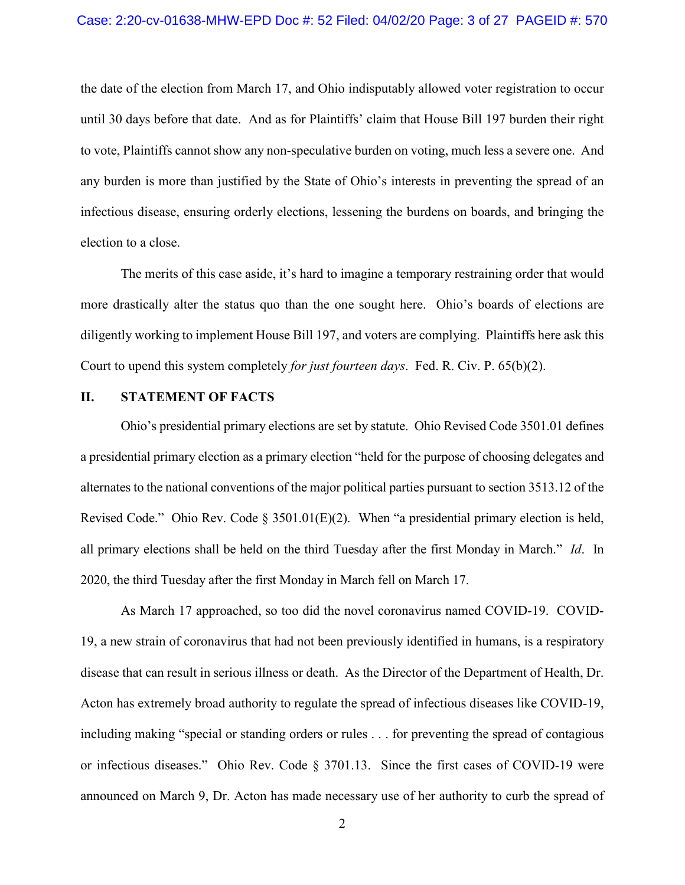the date of the election from March 17, and Ohio indisputably allowed voter registration to occur until 30 days before that date. And as for Plaintiffs' claim that House Bill 197 burden their right to vote, Plaintiffs cannot show any non-speculative burden on voting, much less a severe one. And any burden is more than justified by the State of Ohio's interests in preventing the spread of an infectious disease, ensuring orderly elections, lessening the burdens on boards, and bringing the election to a close.

The merits of this case aside, it's hard to imagine a temporary restraining order that would more drastically alter the status quo than the one sought here. Ohio's boards of elections are diligently working to implement House Bill 197, and voters are complying. Plaintiffs here ask this Court to upend this system completely *for just fourteen days*. Fed. R. Civ. P. 65(b)(2).

## II. STATEMENT OF FACTS

Ohio's presidential primary elections are set by statute. Ohio Revised Code 3501.01 defines a presidential primary election as a primary election "held for the purpose of choosing delegates and alternates to the national conventions of the major political parties pursuant to section 3513.12 of the Revised Code." Ohio Rev. Code § 3501.01(E)(2). When "a presidential primary election is held, all primary elections shall be held on the third Tuesday after the first Monday in March." *Id*. In 2020, the third Tuesday after the first Monday in March fell on March 17.

As March 17 approached, so too did the novel coronavirus named COVID-19. COVID-19, a new strain of coronavirus that had not been previously identified in humans, is a respiratory disease that can result in serious illness or death. As the Director of the Department of Health, Dr. Acton has extremely broad authority to regulate the spread of infectious diseases like COVID-19, including making "special or standing orders or rules . . . for preventing the spread of contagious or infectious diseases." Ohio Rev. Code § 3701.13. Since the first cases of COVID-19 were announced on March 9, Dr. Acton has made necessary use of her authority to curb the spread of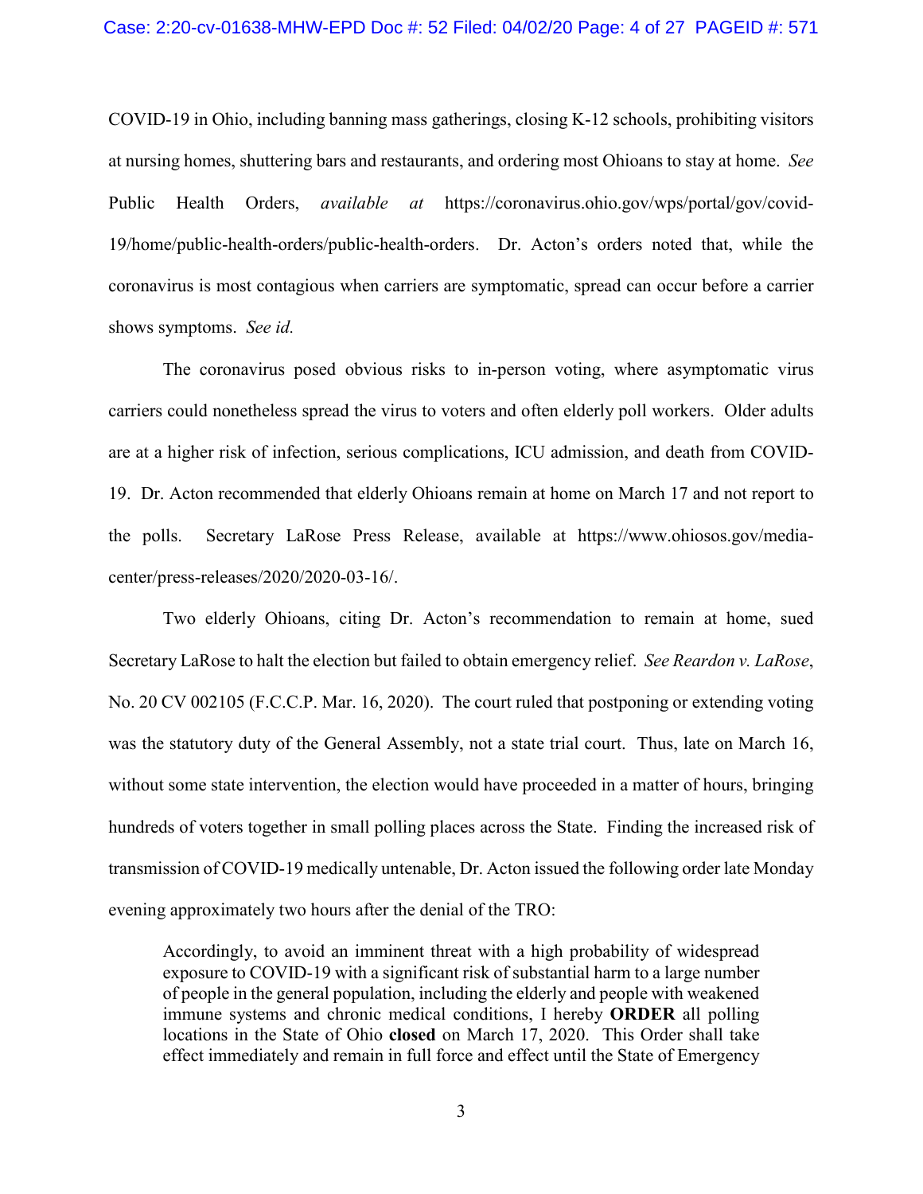COVID-19 in Ohio, including banning mass gatherings, closing K-12 schools, prohibiting visitors at nursing homes, shuttering bars and restaurants, and ordering most Ohioans to stay at home. *See* Public Health Orders, *available at* https://coronavirus.ohio.gov/wps/portal/gov/covid-19/home/public-health-orders/public-health-orders. Dr. Acton's orders noted that, while the coronavirus is most contagious when carriers are symptomatic, spread can occur before a carrier shows symptoms. *See id.*

The coronavirus posed obvious risks to in-person voting, where asymptomatic virus carriers could nonetheless spread the virus to voters and often elderly poll workers. Older adults are at a higher risk of infection, serious complications, ICU admission, and death from COVID-19. Dr. Acton recommended that elderly Ohioans remain at home on March 17 and not report to the polls. Secretary LaRose Press Release, available at https://www.ohiosos.gov/media-center/press-releases/2020/2020-03-16/.

Two elderly Ohioans, citing Dr. Acton's recommendation to remain at home, sued Secretary LaRose to halt the election but failed to obtain emergency relief. *See Reardon v. LaRose*, No. 20 CV 002105 (F.C.C.P. Mar. 16, 2020). The court ruled that postponing or extending voting was the statutory duty of the General Assembly, not a state trial court. Thus, late on March 16, without some state intervention, the election would have proceeded in a matter of hours, bringing hundreds of voters together in small polling places across the State. Finding the increased risk of transmission of COVID-19 medically untenable, Dr. Acton issued the following order late Monday evening approximately two hours after the denial of the TRO:

> Accordingly, to avoid an imminent threat with a high probability of widespread exposure to COVID-19 with a significant risk of substantial harm to a large number of people in the general population, including the elderly and people with weakened immune systems and chronic medical conditions, I hereby **ORDER** all polling locations in the State of Ohio **closed** on March 17, 2020. This Order shall take effect immediately and remain in full force and effect until the State of Emergency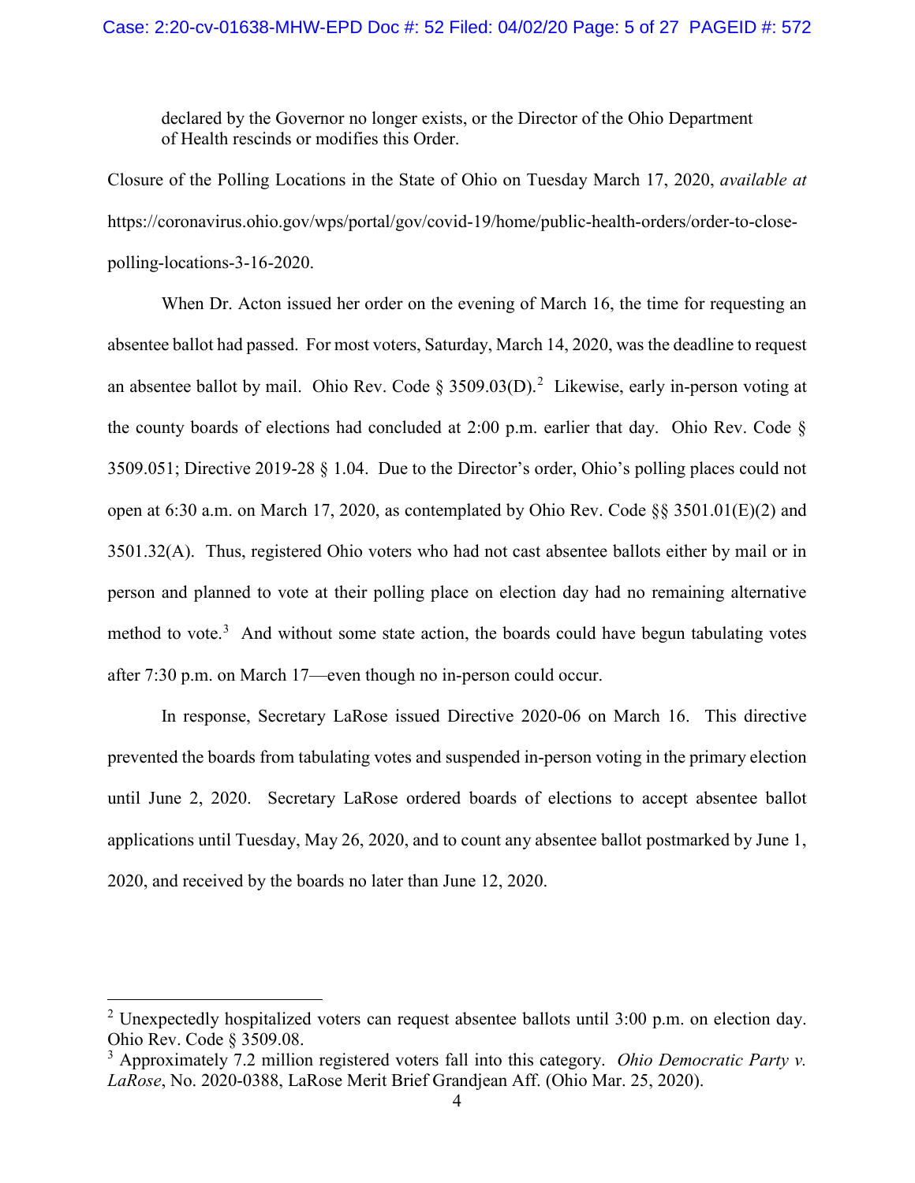> declared by the Governor no longer exists, or the Director of the Ohio Department of Health rescinds or modifies this Order.

Closure of the Polling Locations in the State of Ohio on Tuesday March 17, 2020, *available at* https://coronavirus.ohio.gov/wps/portal/gov/covid-19/home/public-health-orders/order-to-close-polling-locations-3-16-2020.

When Dr. Acton issued her order on the evening of March 16, the time for requesting an absentee ballot had passed. For most voters, Saturday, March 14, 2020, was the deadline to request an absentee ballot by mail. Ohio Rev. Code § 3509.03(D).[2] Likewise, early in-person voting at the county boards of elections had concluded at 2:00 p.m. earlier that day. Ohio Rev. Code § 3509.051; Directive 2019-28 § 1.04. Due to the Director's order, Ohio's polling places could not open at 6:30 a.m. on March 17, 2020, as contemplated by Ohio Rev. Code §§ 3501.01(E)(2) and 3501.32(A). Thus, registered Ohio voters who had not cast absentee ballots either by mail or in person and planned to vote at their polling place on election day had no remaining alternative method to vote.[3] And without some state action, the boards could have begun tabulating votes after 7:30 p.m. on March 17—even though no in-person could occur.

In response, Secretary LaRose issued Directive 2020-06 on March 16. This directive prevented the boards from tabulating votes and suspended in-person voting in the primary election until June 2, 2020. Secretary LaRose ordered boards of elections to accept absentee ballot applications until Tuesday, May 26, 2020, and to count any absentee ballot postmarked by June 1, 2020, and received by the boards no later than June 12, 2020.

---

[2] Unexpectedly hospitalized voters can request absentee ballots until 3:00 p.m. on election day. Ohio Rev. Code § 3509.08.

[3] Approximately 7.2 million registered voters fall into this category. *Ohio Democratic Party v. LaRose*, No. 2020-0388, LaRose Merit Brief Grandjean Aff. (Ohio Mar. 25, 2020).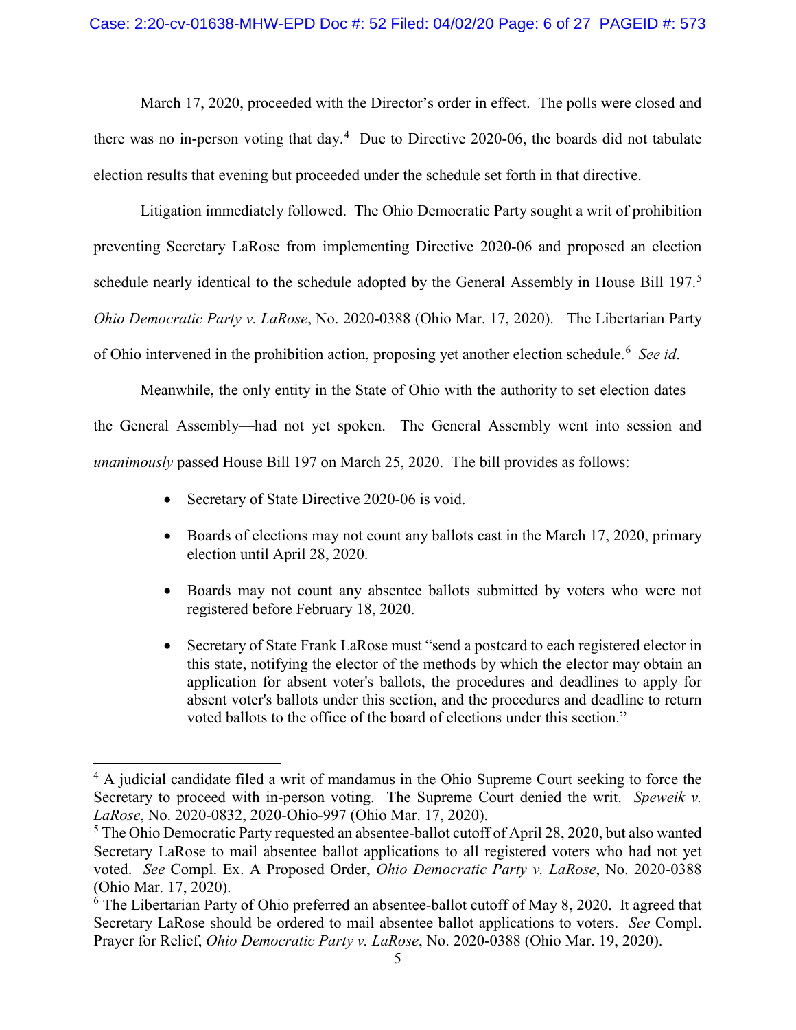March 17, 2020, proceeded with the Director's order in effect. The polls were closed and there was no in-person voting that day.[4] Due to Directive 2020-06, the boards did not tabulate election results that evening but proceeded under the schedule set forth in that directive.

Litigation immediately followed. The Ohio Democratic Party sought a writ of prohibition preventing Secretary LaRose from implementing Directive 2020-06 and proposed an election schedule nearly identical to the schedule adopted by the General Assembly in House Bill 197.[5] *Ohio Democratic Party v. LaRose*, No. 2020-0388 (Ohio Mar. 17, 2020). The Libertarian Party of Ohio intervened in the prohibition action, proposing yet another election schedule.[6] *See id*.

Meanwhile, the only entity in the State of Ohio with the authority to set election dates—the General Assembly—had not yet spoken. The General Assembly went into session and *unanimously* passed House Bill 197 on March 25, 2020. The bill provides as follows:

- Secretary of State Directive 2020-06 is void.
- Boards of elections may not count any ballots cast in the March 17, 2020, primary election until April 28, 2020.
- Boards may not count any absentee ballots submitted by voters who were not registered before February 18, 2020.
- Secretary of State Frank LaRose must "send a postcard to each registered elector in this state, notifying the elector of the methods by which the elector may obtain an application for absent voter's ballots, the procedures and deadlines to apply for absent voter's ballots under this section, and the procedures and deadline to return voted ballots to the office of the board of elections under this section."

---

[4] A judicial candidate filed a writ of mandamus in the Ohio Supreme Court seeking to force the Secretary to proceed with in-person voting. The Supreme Court denied the writ. *Speweik v. LaRose*, No. 2020-0832, 2020-Ohio-997 (Ohio Mar. 17, 2020).

[5] The Ohio Democratic Party requested an absentee-ballot cutoff of April 28, 2020, but also wanted Secretary LaRose to mail absentee ballot applications to all registered voters who had not yet voted. *See* Compl. Ex. A Proposed Order, *Ohio Democratic Party v. LaRose*, No. 2020-0388 (Ohio Mar. 17, 2020).

[6] The Libertarian Party of Ohio preferred an absentee-ballot cutoff of May 8, 2020. It agreed that Secretary LaRose should be ordered to mail absentee ballot applications to voters. *See* Compl. Prayer for Relief, *Ohio Democratic Party v. LaRose*, No. 2020-0388 (Ohio Mar. 19, 2020).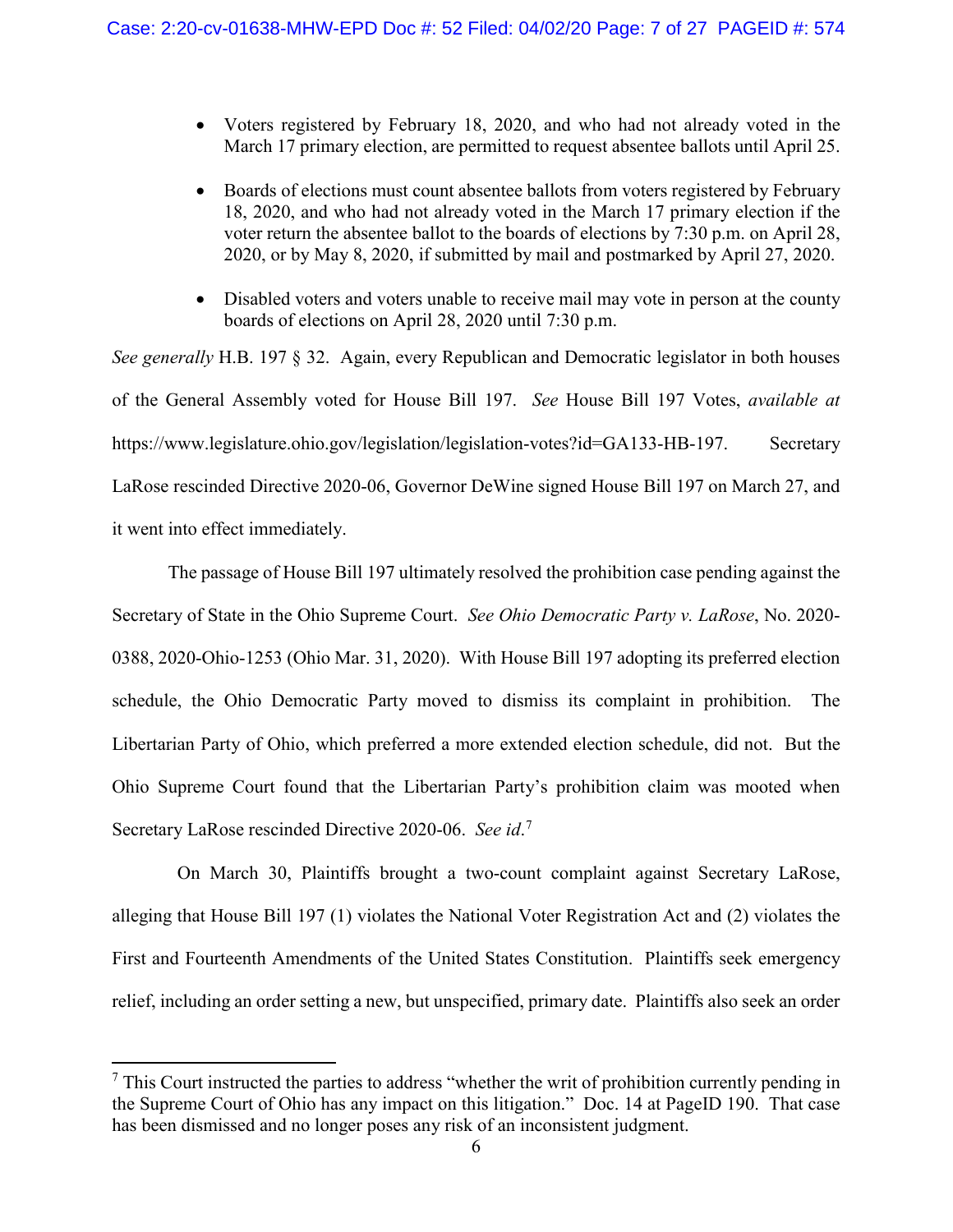- Voters registered by February 18, 2020, and who had not already voted in the March 17 primary election, are permitted to request absentee ballots until April 25.

- Boards of elections must count absentee ballots from voters registered by February 18, 2020, and who had not already voted in the March 17 primary election if the voter return the absentee ballot to the boards of elections by 7:30 p.m. on April 28, 2020, or by May 8, 2020, if submitted by mail and postmarked by April 27, 2020.

- Disabled voters and voters unable to receive mail may vote in person at the county boards of elections on April 28, 2020 until 7:30 p.m.

*See generally* H.B. 197 § 32. Again, every Republican and Democratic legislator in both houses of the General Assembly voted for House Bill 197. *See* House Bill 197 Votes, *available at* https://www.legislature.ohio.gov/legislation/legislation-votes?id=GA133-HB-197. Secretary LaRose rescinded Directive 2020-06, Governor DeWine signed House Bill 197 on March 27, and it went into effect immediately.

The passage of House Bill 197 ultimately resolved the prohibition case pending against the Secretary of State in the Ohio Supreme Court. *See Ohio Democratic Party v. LaRose*, No. 2020-0388, 2020-Ohio-1253 (Ohio Mar. 31, 2020). With House Bill 197 adopting its preferred election schedule, the Ohio Democratic Party moved to dismiss its complaint in prohibition. The Libertarian Party of Ohio, which preferred a more extended election schedule, did not. But the Ohio Supreme Court found that the Libertarian Party's prohibition claim was mooted when Secretary LaRose rescinded Directive 2020-06. *See id.*[7]

On March 30, Plaintiffs brought a two-count complaint against Secretary LaRose, alleging that House Bill 197 (1) violates the National Voter Registration Act and (2) violates the First and Fourteenth Amendments of the United States Constitution. Plaintiffs seek emergency relief, including an order setting a new, but unspecified, primary date. Plaintiffs also seek an order

[7] This Court instructed the parties to address "whether the writ of prohibition currently pending in the Supreme Court of Ohio has any impact on this litigation." Doc. 14 at PageID 190. That case has been dismissed and no longer poses any risk of an inconsistent judgment.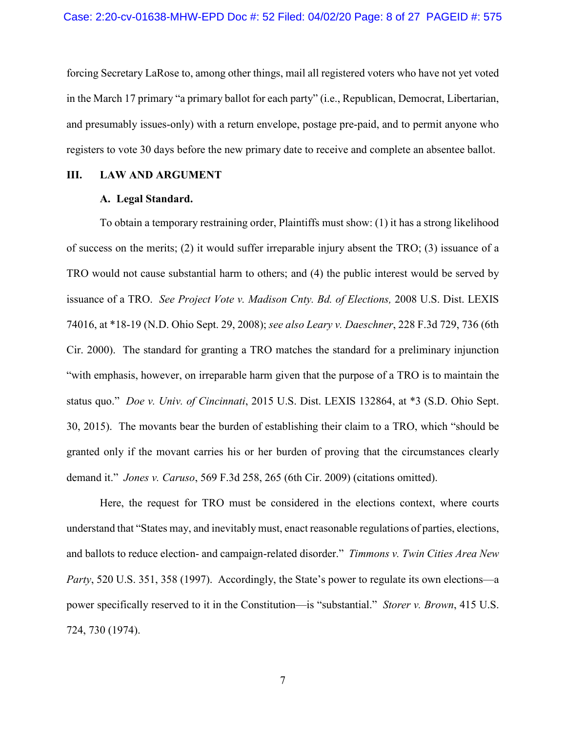forcing Secretary LaRose to, among other things, mail all registered voters who have not yet voted in the March 17 primary "a primary ballot for each party" (i.e., Republican, Democrat, Libertarian, and presumably issues-only) with a return envelope, postage pre-paid, and to permit anyone who registers to vote 30 days before the new primary date to receive and complete an absentee ballot.

## III. LAW AND ARGUMENT

### A. Legal Standard.

To obtain a temporary restraining order, Plaintiffs must show: (1) it has a strong likelihood of success on the merits; (2) it would suffer irreparable injury absent the TRO; (3) issuance of a TRO would not cause substantial harm to others; and (4) the public interest would be served by issuance of a TRO. *See Project Vote v. Madison Cnty. Bd. of Elections,* 2008 U.S. Dist. LEXIS 74016, at *18-19 (N.D. Ohio Sept. 29, 2008); *see also Leary v. Daeschner*, 228 F.3d 729, 736 (6th Cir. 2000). The standard for granting a TRO matches the standard for a preliminary injunction "with emphasis, however, on irreparable harm given that the purpose of a TRO is to maintain the status quo." *Doe v. Univ. of Cincinnati*, 2015 U.S. Dist. LEXIS 132864, at *3 (S.D. Ohio Sept. 30, 2015). The movants bear the burden of establishing their claim to a TRO, which "should be granted only if the movant carries his or her burden of proving that the circumstances clearly demand it." *Jones v. Caruso*, 569 F.3d 258, 265 (6th Cir. 2009) (citations omitted).

Here, the request for TRO must be considered in the elections context, where courts understand that "States may, and inevitably must, enact reasonable regulations of parties, elections, and ballots to reduce election- and campaign-related disorder." *Timmons v. Twin Cities Area New Party*, 520 U.S. 351, 358 (1997). Accordingly, the State's power to regulate its own elections—a power specifically reserved to it in the Constitution—is "substantial." *Storer v. Brown*, 415 U.S. 724, 730 (1974).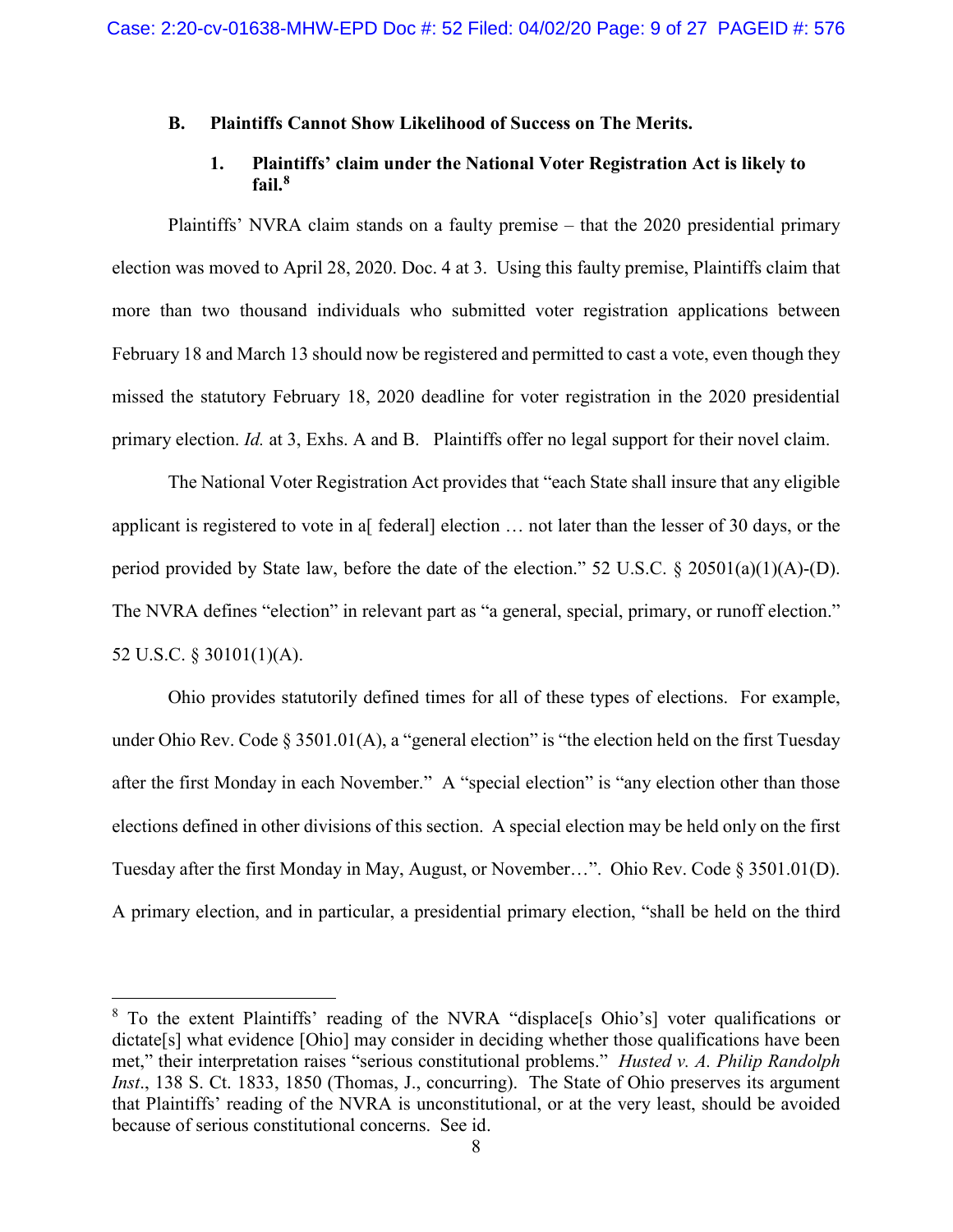### B. Plaintiffs Cannot Show Likelihood of Success on The Merits.

#### 1. Plaintiffs' claim under the National Voter Registration Act is likely to fail.[8]

Plaintiffs' NVRA claim stands on a faulty premise – that the 2020 presidential primary election was moved to April 28, 2020. Doc. 4 at 3. Using this faulty premise, Plaintiffs claim that more than two thousand individuals who submitted voter registration applications between February 18 and March 13 should now be registered and permitted to cast a vote, even though they missed the statutory February 18, 2020 deadline for voter registration in the 2020 presidential primary election. *Id.* at 3, Exhs. A and B. Plaintiffs offer no legal support for their novel claim.

The National Voter Registration Act provides that "each State shall insure that any eligible applicant is registered to vote in a[ federal] election … not later than the lesser of 30 days, or the period provided by State law, before the date of the election." 52 U.S.C. § 20501(a)(1)(A)-(D). The NVRA defines "election" in relevant part as "a general, special, primary, or runoff election." 52 U.S.C. § 30101(1)(A).

Ohio provides statutorily defined times for all of these types of elections. For example, under Ohio Rev. Code § 3501.01(A), a "general election" is "the election held on the first Tuesday after the first Monday in each November." A "special election" is "any election other than those elections defined in other divisions of this section. A special election may be held only on the first Tuesday after the first Monday in May, August, or November…". Ohio Rev. Code § 3501.01(D). A primary election, and in particular, a presidential primary election, "shall be held on the third

---

[8] To the extent Plaintiffs' reading of the NVRA "displace[s Ohio's] voter qualifications or dictate[s] what evidence [Ohio] may consider in deciding whether those qualifications have been met," their interpretation raises "serious constitutional problems." *Husted v. A. Philip Randolph Inst*., 138 S. Ct. 1833, 1850 (Thomas, J., concurring). The State of Ohio preserves its argument that Plaintiffs' reading of the NVRA is unconstitutional, or at the very least, should be avoided because of serious constitutional concerns. See id.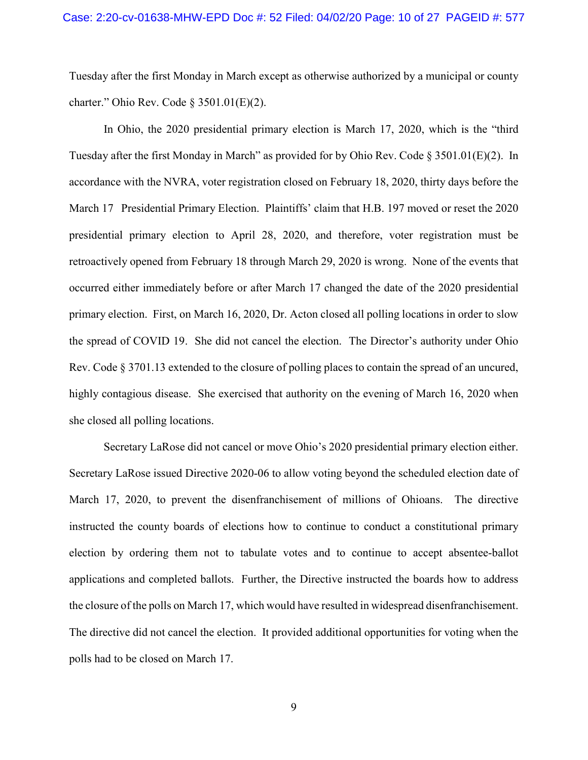Tuesday after the first Monday in March except as otherwise authorized by a municipal or county charter." Ohio Rev. Code § 3501.01(E)(2).

In Ohio, the 2020 presidential primary election is March 17, 2020, which is the "third Tuesday after the first Monday in March" as provided for by Ohio Rev. Code § 3501.01(E)(2). In accordance with the NVRA, voter registration closed on February 18, 2020, thirty days before the March 17 Presidential Primary Election. Plaintiffs' claim that H.B. 197 moved or reset the 2020 presidential primary election to April 28, 2020, and therefore, voter registration must be retroactively opened from February 18 through March 29, 2020 is wrong. None of the events that occurred either immediately before or after March 17 changed the date of the 2020 presidential primary election. First, on March 16, 2020, Dr. Acton closed all polling locations in order to slow the spread of COVID 19. She did not cancel the election. The Director's authority under Ohio Rev. Code § 3701.13 extended to the closure of polling places to contain the spread of an uncured, highly contagious disease. She exercised that authority on the evening of March 16, 2020 when she closed all polling locations.

Secretary LaRose did not cancel or move Ohio's 2020 presidential primary election either. Secretary LaRose issued Directive 2020-06 to allow voting beyond the scheduled election date of March 17, 2020, to prevent the disenfranchisement of millions of Ohioans. The directive instructed the county boards of elections how to continue to conduct a constitutional primary election by ordering them not to tabulate votes and to continue to accept absentee-ballot applications and completed ballots. Further, the Directive instructed the boards how to address the closure of the polls on March 17, which would have resulted in widespread disenfranchisement. The directive did not cancel the election. It provided additional opportunities for voting when the polls had to be closed on March 17.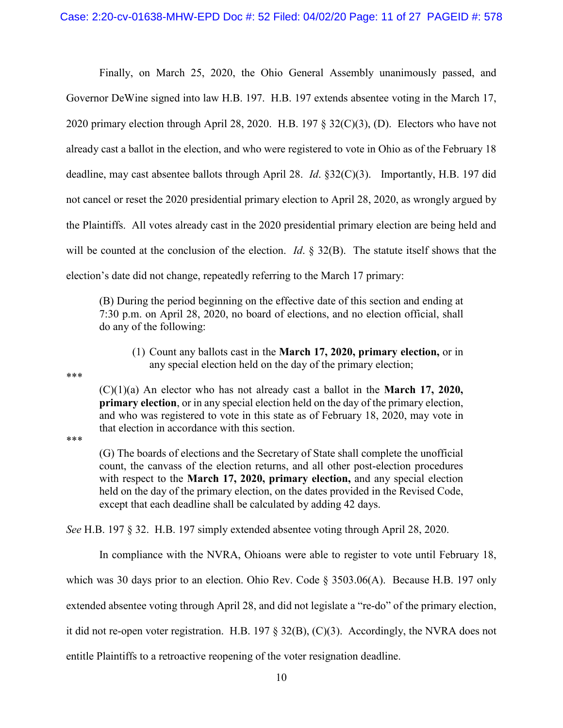Finally, on March 25, 2020, the Ohio General Assembly unanimously passed, and Governor DeWine signed into law H.B. 197. H.B. 197 extends absentee voting in the March 17, 2020 primary election through April 28, 2020. H.B. 197 § 32(C)(3), (D). Electors who have not already cast a ballot in the election, and who were registered to vote in Ohio as of the February 18 deadline, may cast absentee ballots through April 28. *Id*. §32(C)(3). Importantly, H.B. 197 did not cancel or reset the 2020 presidential primary election to April 28, 2020, as wrongly argued by the Plaintiffs. All votes already cast in the 2020 presidential primary election are being held and will be counted at the conclusion of the election. *Id*. § 32(B). The statute itself shows that the election's date did not change, repeatedly referring to the March 17 primary:

> (B) During the period beginning on the effective date of this section and ending at 7:30 p.m. on April 28, 2020, no board of elections, and no election official, shall do any of the following:
>
> (1) Count any ballots cast in the **March 17, 2020, primary election,** or in any special election held on the day of the primary election;

***

> (C)(1)(a) An elector who has not already cast a ballot in the **March 17, 2020, primary election**, or in any special election held on the day of the primary election, and who was registered to vote in this state as of February 18, 2020, may vote in that election in accordance with this section.

***

> (G) The boards of elections and the Secretary of State shall complete the unofficial count, the canvass of the election returns, and all other post-election procedures with respect to the **March 17, 2020, primary election,** and any special election held on the day of the primary election, on the dates provided in the Revised Code, except that each deadline shall be calculated by adding 42 days.

*See* H.B. 197 § 32. H.B. 197 simply extended absentee voting through April 28, 2020.

In compliance with the NVRA, Ohioans were able to register to vote until February 18, which was 30 days prior to an election. Ohio Rev. Code § 3503.06(A). Because H.B. 197 only extended absentee voting through April 28, and did not legislate a "re-do" of the primary election, it did not re-open voter registration. H.B. 197 § 32(B), (C)(3). Accordingly, the NVRA does not entitle Plaintiffs to a retroactive reopening of the voter resignation deadline.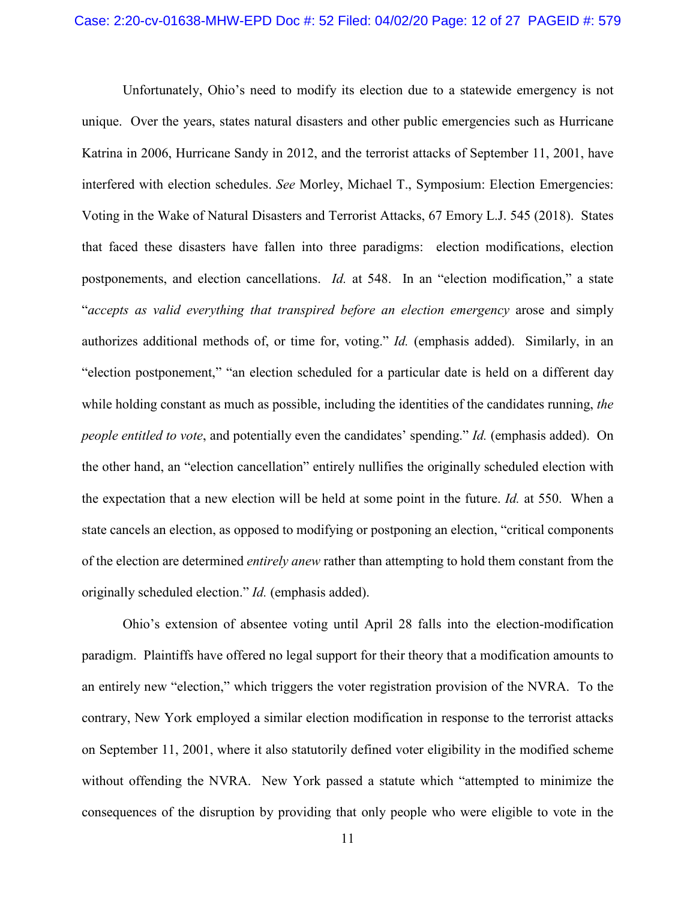Unfortunately, Ohio's need to modify its election due to a statewide emergency is not unique. Over the years, states natural disasters and other public emergencies such as Hurricane Katrina in 2006, Hurricane Sandy in 2012, and the terrorist attacks of September 11, 2001, have interfered with election schedules. *See* Morley, Michael T., Symposium: Election Emergencies: Voting in the Wake of Natural Disasters and Terrorist Attacks, 67 Emory L.J. 545 (2018). States that faced these disasters have fallen into three paradigms: election modifications, election postponements, and election cancellations. *Id.* at 548. In an "election modification," a state "*accepts as valid everything that transpired before an election emergency* arose and simply authorizes additional methods of, or time for, voting." *Id.* (emphasis added). Similarly, in an "election postponement," "an election scheduled for a particular date is held on a different day while holding constant as much as possible, including the identities of the candidates running, *the people entitled to vote*, and potentially even the candidates' spending." *Id.* (emphasis added). On the other hand, an "election cancellation" entirely nullifies the originally scheduled election with the expectation that a new election will be held at some point in the future. *Id.* at 550. When a state cancels an election, as opposed to modifying or postponing an election, "critical components of the election are determined *entirely anew* rather than attempting to hold them constant from the originally scheduled election." *Id.* (emphasis added).

Ohio's extension of absentee voting until April 28 falls into the election-modification paradigm. Plaintiffs have offered no legal support for their theory that a modification amounts to an entirely new "election," which triggers the voter registration provision of the NVRA. To the contrary, New York employed a similar election modification in response to the terrorist attacks on September 11, 2001, where it also statutorily defined voter eligibility in the modified scheme without offending the NVRA. New York passed a statute which "attempted to minimize the consequences of the disruption by providing that only people who were eligible to vote in the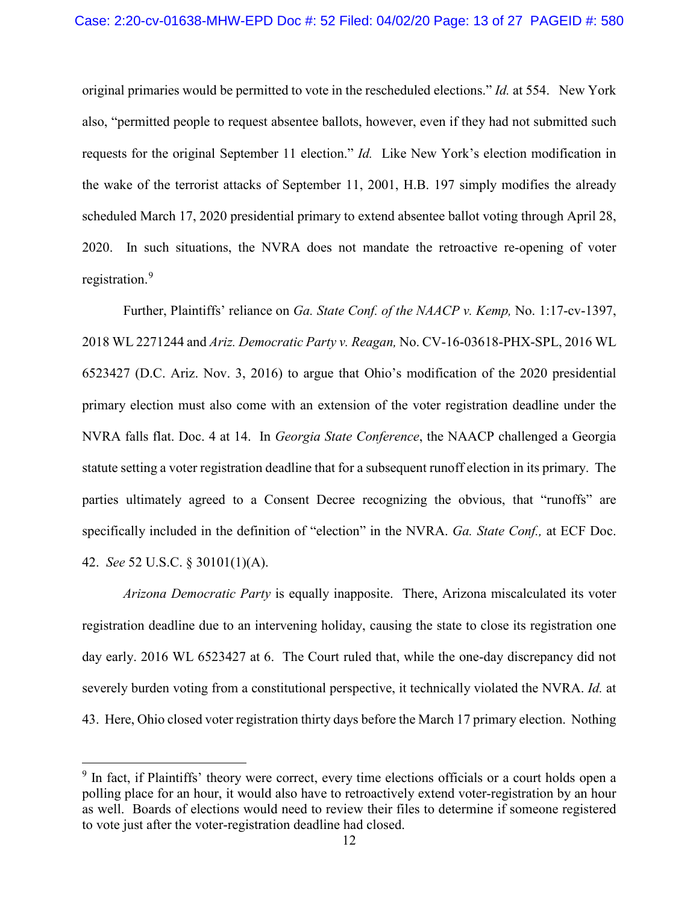original primaries would be permitted to vote in the rescheduled elections." *Id.* at 554. New York also, "permitted people to request absentee ballots, however, even if they had not submitted such requests for the original September 11 election." *Id.* Like New York's election modification in the wake of the terrorist attacks of September 11, 2001, H.B. 197 simply modifies the already scheduled March 17, 2020 presidential primary to extend absentee ballot voting through April 28, 2020. In such situations, the NVRA does not mandate the retroactive re-opening of voter registration.[9]

Further, Plaintiffs' reliance on *Ga. State Conf. of the NAACP v. Kemp,* No. 1:17-cv-1397, 2018 WL 2271244 and *Ariz. Democratic Party v. Reagan,* No. CV-16-03618-PHX-SPL, 2016 WL 6523427 (D.C. Ariz. Nov. 3, 2016) to argue that Ohio's modification of the 2020 presidential primary election must also come with an extension of the voter registration deadline under the NVRA falls flat. Doc. 4 at 14. In *Georgia State Conference*, the NAACP challenged a Georgia statute setting a voter registration deadline that for a subsequent runoff election in its primary. The parties ultimately agreed to a Consent Decree recognizing the obvious, that "runoffs" are specifically included in the definition of "election" in the NVRA. *Ga. State Conf.,* at ECF Doc. 42. *See* 52 U.S.C. § 30101(1)(A).

*Arizona Democratic Party* is equally inapposite. There, Arizona miscalculated its voter registration deadline due to an intervening holiday, causing the state to close its registration one day early. 2016 WL 6523427 at 6. The Court ruled that, while the one-day discrepancy did not severely burden voting from a constitutional perspective, it technically violated the NVRA. *Id.* at 43. Here, Ohio closed voter registration thirty days before the March 17 primary election. Nothing

[9] In fact, if Plaintiffs' theory were correct, every time elections officials or a court holds open a polling place for an hour, it would also have to retroactively extend voter-registration by an hour as well. Boards of elections would need to review their files to determine if someone registered to vote just after the voter-registration deadline had closed.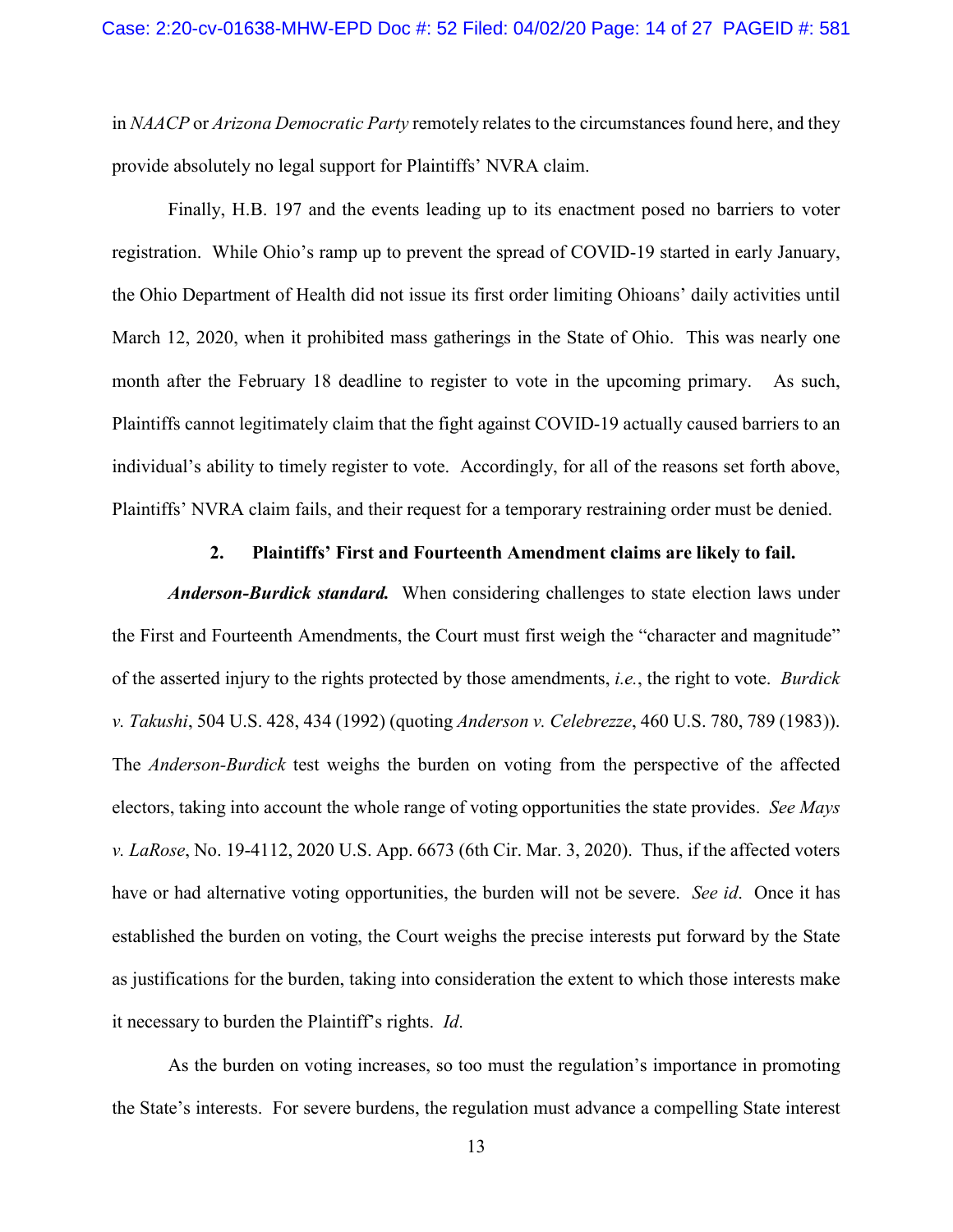in *NAACP* or *Arizona Democratic Party* remotely relates to the circumstances found here, and they provide absolutely no legal support for Plaintiffs' NVRA claim.

Finally, H.B. 197 and the events leading up to its enactment posed no barriers to voter registration. While Ohio's ramp up to prevent the spread of COVID-19 started in early January, the Ohio Department of Health did not issue its first order limiting Ohioans' daily activities until March 12, 2020, when it prohibited mass gatherings in the State of Ohio. This was nearly one month after the February 18 deadline to register to vote in the upcoming primary. As such, Plaintiffs cannot legitimately claim that the fight against COVID-19 actually caused barriers to an individual's ability to timely register to vote. Accordingly, for all of the reasons set forth above, Plaintiffs' NVRA claim fails, and their request for a temporary restraining order must be denied.

### 2. Plaintiffs' First and Fourteenth Amendment claims are likely to fail.

***Anderson-Burdick standard.*** When considering challenges to state election laws under the First and Fourteenth Amendments, the Court must first weigh the "character and magnitude" of the asserted injury to the rights protected by those amendments, *i.e.*, the right to vote. *Burdick v. Takushi*, 504 U.S. 428, 434 (1992) (quoting *Anderson v. Celebrezze*, 460 U.S. 780, 789 (1983)). The *Anderson-Burdick* test weighs the burden on voting from the perspective of the affected electors, taking into account the whole range of voting opportunities the state provides. *See Mays v. LaRose*, No. 19-4112, 2020 U.S. App. 6673 (6th Cir. Mar. 3, 2020). Thus, if the affected voters have or had alternative voting opportunities, the burden will not be severe. *See id*. Once it has established the burden on voting, the Court weighs the precise interests put forward by the State as justifications for the burden, taking into consideration the extent to which those interests make it necessary to burden the Plaintiff's rights. *Id*.

As the burden on voting increases, so too must the regulation's importance in promoting the State's interests. For severe burdens, the regulation must advance a compelling State interest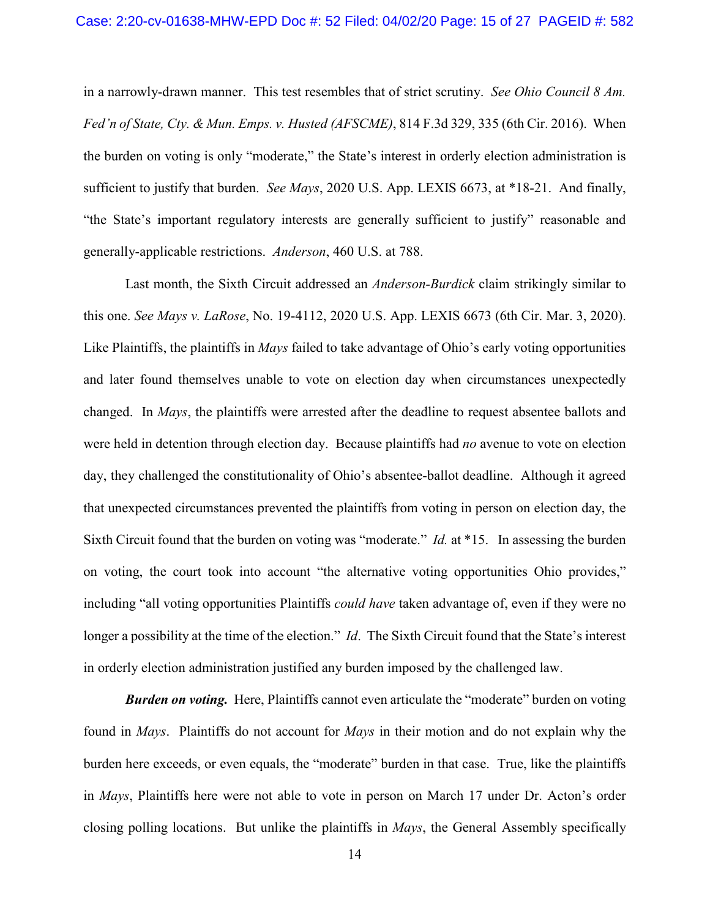in a narrowly-drawn manner. This test resembles that of strict scrutiny. *See Ohio Council 8 Am. Fed'n of State, Cty. & Mun. Emps. v. Husted (AFSCME)*, 814 F.3d 329, 335 (6th Cir. 2016). When the burden on voting is only "moderate," the State's interest in orderly election administration is sufficient to justify that burden. *See Mays*, 2020 U.S. App. LEXIS 6673, at *18-21. And finally, "the State's important regulatory interests are generally sufficient to justify" reasonable and generally-applicable restrictions. *Anderson*, 460 U.S. at 788.

Last month, the Sixth Circuit addressed an *Anderson-Burdick* claim strikingly similar to this one. *See Mays v. LaRose*, No. 19-4112, 2020 U.S. App. LEXIS 6673 (6th Cir. Mar. 3, 2020). Like Plaintiffs, the plaintiffs in *Mays* failed to take advantage of Ohio's early voting opportunities and later found themselves unable to vote on election day when circumstances unexpectedly changed. In *Mays*, the plaintiffs were arrested after the deadline to request absentee ballots and were held in detention through election day. Because plaintiffs had *no* avenue to vote on election day, they challenged the constitutionality of Ohio's absentee-ballot deadline. Although it agreed that unexpected circumstances prevented the plaintiffs from voting in person on election day, the Sixth Circuit found that the burden on voting was "moderate." *Id.* at *15. In assessing the burden on voting, the court took into account "the alternative voting opportunities Ohio provides," including "all voting opportunities Plaintiffs *could have* taken advantage of, even if they were no longer a possibility at the time of the election." *Id*. The Sixth Circuit found that the State's interest in orderly election administration justified any burden imposed by the challenged law.

***Burden on voting.*** Here, Plaintiffs cannot even articulate the "moderate" burden on voting found in *Mays*. Plaintiffs do not account for *Mays* in their motion and do not explain why the burden here exceeds, or even equals, the "moderate" burden in that case. True, like the plaintiffs in *Mays*, Plaintiffs here were not able to vote in person on March 17 under Dr. Acton's order closing polling locations. But unlike the plaintiffs in *Mays*, the General Assembly specifically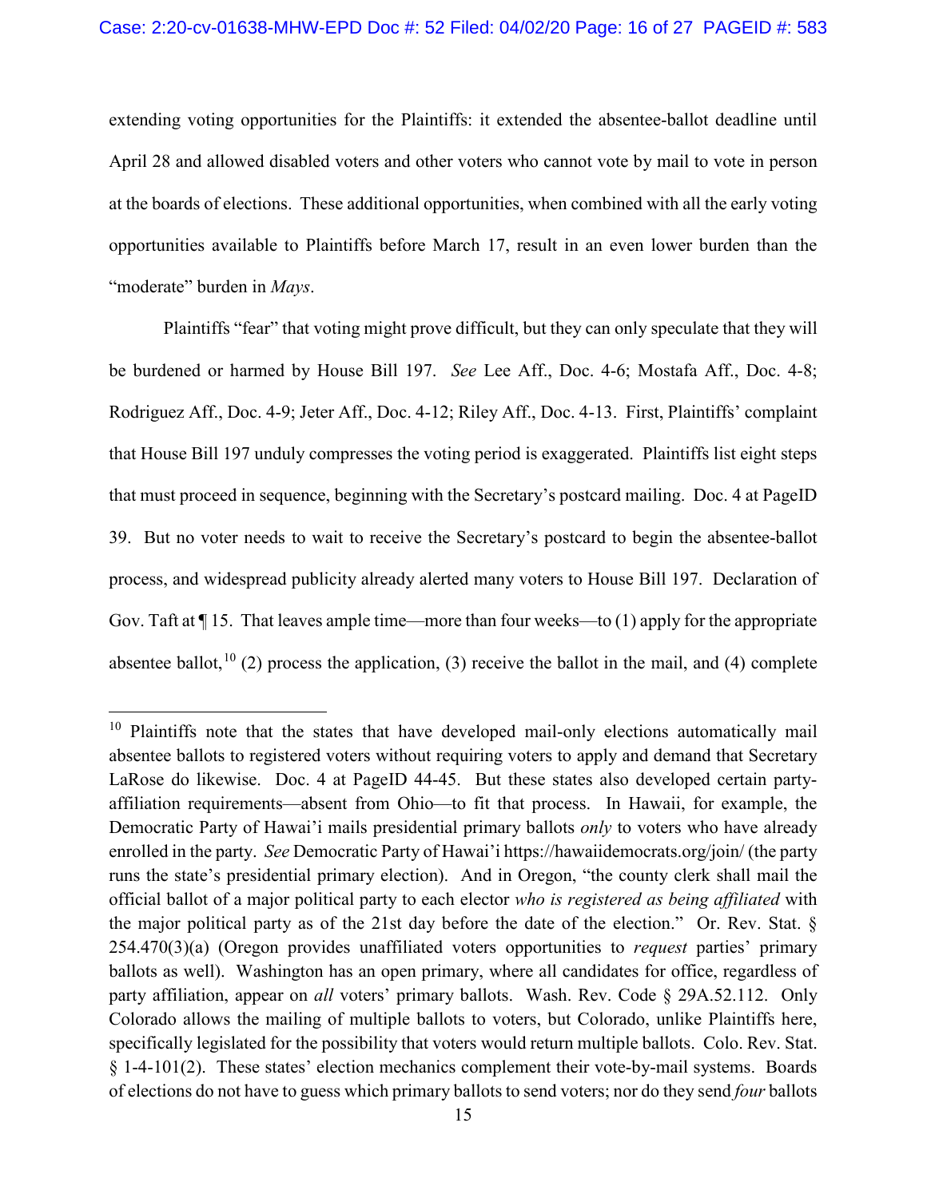extending voting opportunities for the Plaintiffs: it extended the absentee-ballot deadline until April 28 and allowed disabled voters and other voters who cannot vote by mail to vote in person at the boards of elections. These additional opportunities, when combined with all the early voting opportunities available to Plaintiffs before March 17, result in an even lower burden than the "moderate" burden in *Mays*.

Plaintiffs "fear" that voting might prove difficult, but they can only speculate that they will be burdened or harmed by House Bill 197. *See* Lee Aff., Doc. 4-6; Mostafa Aff., Doc. 4-8; Rodriguez Aff., Doc. 4-9; Jeter Aff., Doc. 4-12; Riley Aff., Doc. 4-13. First, Plaintiffs' complaint that House Bill 197 unduly compresses the voting period is exaggerated. Plaintiffs list eight steps that must proceed in sequence, beginning with the Secretary's postcard mailing. Doc. 4 at PageID 39. But no voter needs to wait to receive the Secretary's postcard to begin the absentee-ballot process, and widespread publicity already alerted many voters to House Bill 197. Declaration of Gov. Taft at ¶ 15. That leaves ample time—more than four weeks—to (1) apply for the appropriate absentee ballot,[10] (2) process the application, (3) receive the ballot in the mail, and (4) complete

---

[10] Plaintiffs note that the states that have developed mail-only elections automatically mail absentee ballots to registered voters without requiring voters to apply and demand that Secretary LaRose do likewise. Doc. 4 at PageID 44-45. But these states also developed certain party-affiliation requirements—absent from Ohio—to fit that process. In Hawaii, for example, the Democratic Party of Hawai'i mails presidential primary ballots *only* to voters who have already enrolled in the party. *See* Democratic Party of Hawai'i https://hawaiidemocrats.org/join/ (the party runs the state's presidential primary election). And in Oregon, "the county clerk shall mail the official ballot of a major political party to each elector *who is registered as being affiliated* with the major political party as of the 21st day before the date of the election." Or. Rev. Stat. § 254.470(3)(a) (Oregon provides unaffiliated voters opportunities to *request* parties' primary ballots as well). Washington has an open primary, where all candidates for office, regardless of party affiliation, appear on *all* voters' primary ballots. Wash. Rev. Code § 29A.52.112. Only Colorado allows the mailing of multiple ballots to voters, but Colorado, unlike Plaintiffs here, specifically legislated for the possibility that voters would return multiple ballots. Colo. Rev. Stat. § 1-4-101(2). These states' election mechanics complement their vote-by-mail systems. Boards of elections do not have to guess which primary ballots to send voters; nor do they send *four* ballots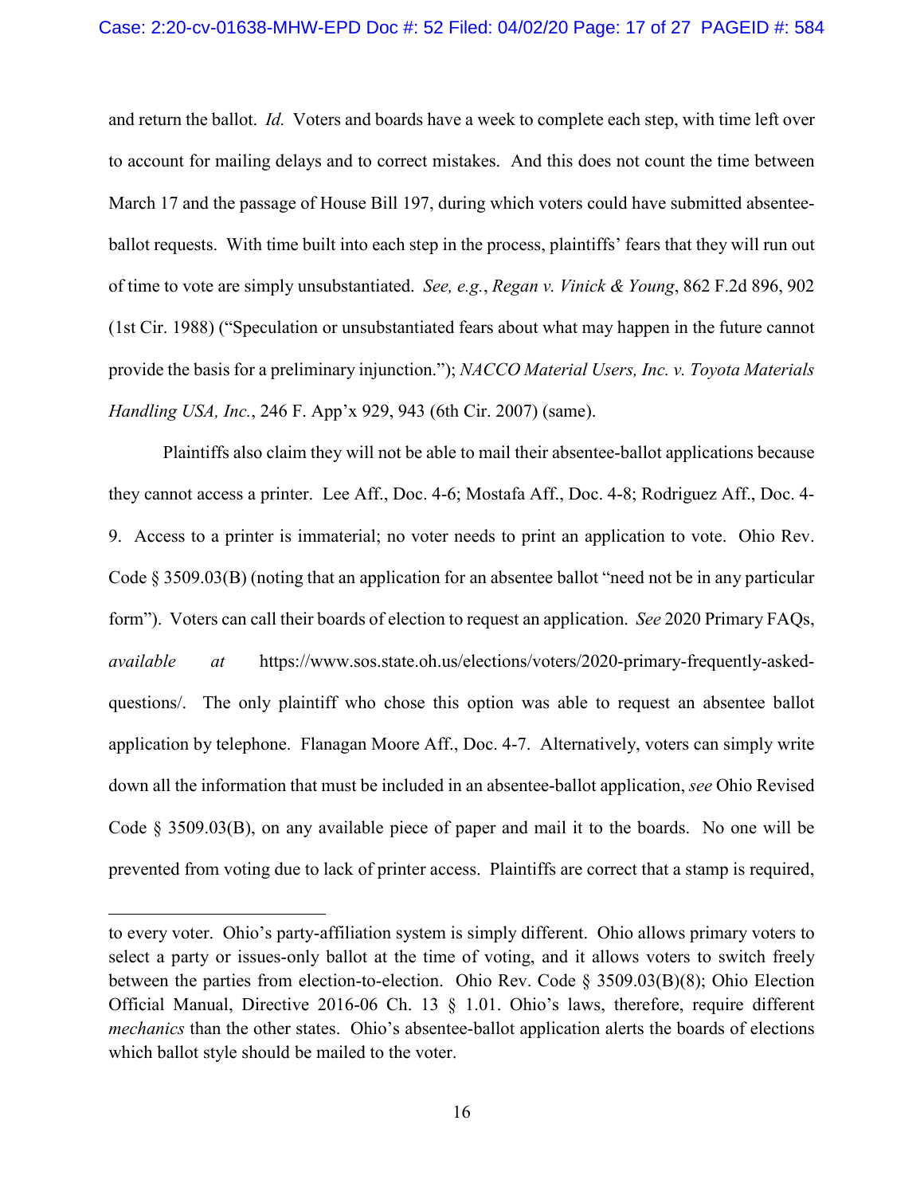and return the ballot. *Id.* Voters and boards have a week to complete each step, with time left over to account for mailing delays and to correct mistakes. And this does not count the time between March 17 and the passage of House Bill 197, during which voters could have submitted absentee-ballot requests. With time built into each step in the process, plaintiffs' fears that they will run out of time to vote are simply unsubstantiated. *See, e.g.*, *Regan v. Vinick & Young*, 862 F.2d 896, 902 (1st Cir. 1988) ("Speculation or unsubstantiated fears about what may happen in the future cannot provide the basis for a preliminary injunction."); *NACCO Material Users, Inc. v. Toyota Materials Handling USA, Inc.*, 246 F. App'x 929, 943 (6th Cir. 2007) (same).

Plaintiffs also claim they will not be able to mail their absentee-ballot applications because they cannot access a printer. Lee Aff., Doc. 4-6; Mostafa Aff., Doc. 4-8; Rodriguez Aff., Doc. 4-9. Access to a printer is immaterial; no voter needs to print an application to vote. Ohio Rev. Code § 3509.03(B) (noting that an application for an absentee ballot "need not be in any particular form"). Voters can call their boards of election to request an application. *See* 2020 Primary FAQs, *available at* https://www.sos.state.oh.us/elections/voters/2020-primary-frequently-asked-questions/. The only plaintiff who chose this option was able to request an absentee ballot application by telephone. Flanagan Moore Aff., Doc. 4-7. Alternatively, voters can simply write down all the information that must be included in an absentee-ballot application, *see* Ohio Revised Code § 3509.03(B), on any available piece of paper and mail it to the boards. No one will be prevented from voting due to lack of printer access. Plaintiffs are correct that a stamp is required,

---

to every voter. Ohio's party-affiliation system is simply different. Ohio allows primary voters to select a party or issues-only ballot at the time of voting, and it allows voters to switch freely between the parties from election-to-election. Ohio Rev. Code § 3509.03(B)(8); Ohio Election Official Manual, Directive 2016-06 Ch. 13 § 1.01. Ohio's laws, therefore, require different *mechanics* than the other states. Ohio's absentee-ballot application alerts the boards of elections which ballot style should be mailed to the voter.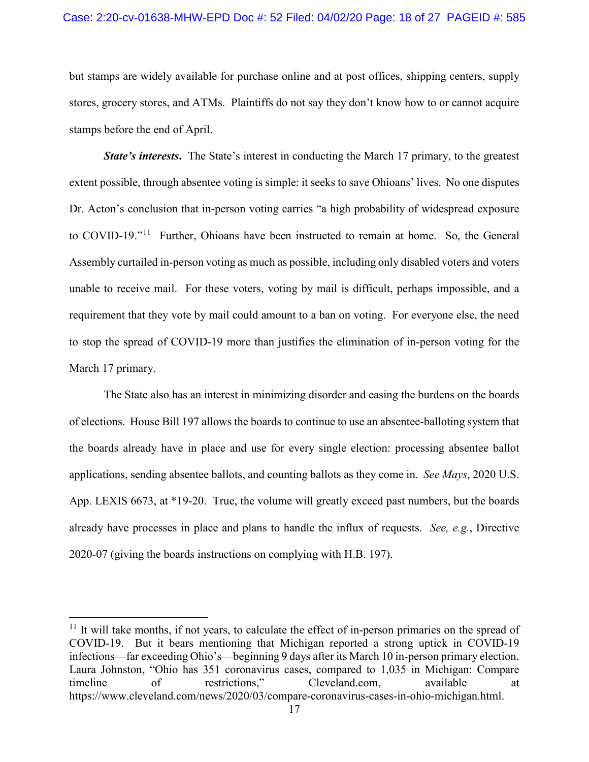but stamps are widely available for purchase online and at post offices, shipping centers, supply stores, grocery stores, and ATMs. Plaintiffs do not say they don't know how to or cannot acquire stamps before the end of April.

***State's interests***. The State's interest in conducting the March 17 primary, to the greatest extent possible, through absentee voting is simple: it seeks to save Ohioans' lives. No one disputes Dr. Acton's conclusion that in-person voting carries "a high probability of widespread exposure to COVID-19."[11] Further, Ohioans have been instructed to remain at home. So, the General Assembly curtailed in-person voting as much as possible, including only disabled voters and voters unable to receive mail. For these voters, voting by mail is difficult, perhaps impossible, and a requirement that they vote by mail could amount to a ban on voting. For everyone else, the need to stop the spread of COVID-19 more than justifies the elimination of in-person voting for the March 17 primary.

The State also has an interest in minimizing disorder and easing the burdens on the boards of elections. House Bill 197 allows the boards to continue to use an absentee-balloting system that the boards already have in place and use for every single election: processing absentee ballot applications, sending absentee ballots, and counting ballots as they come in. *See Mays*, 2020 U.S. App. LEXIS 6673, at *19-20. True, the volume will greatly exceed past numbers, but the boards already have processes in place and plans to handle the influx of requests. *See, e.g.*, Directive 2020-07 (giving the boards instructions on complying with H.B. 197).

---

[11] It will take months, if not years, to calculate the effect of in-person primaries on the spread of COVID-19. But it bears mentioning that Michigan reported a strong uptick in COVID-19 infections—far exceeding Ohio's—beginning 9 days after its March 10 in-person primary election. Laura Johnston, "Ohio has 351 coronavirus cases, compared to 1,035 in Michigan: Compare timeline of restrictions," Cleveland.com, available at https://www.cleveland.com/news/2020/03/compare-coronavirus-cases-in-ohio-michigan.html.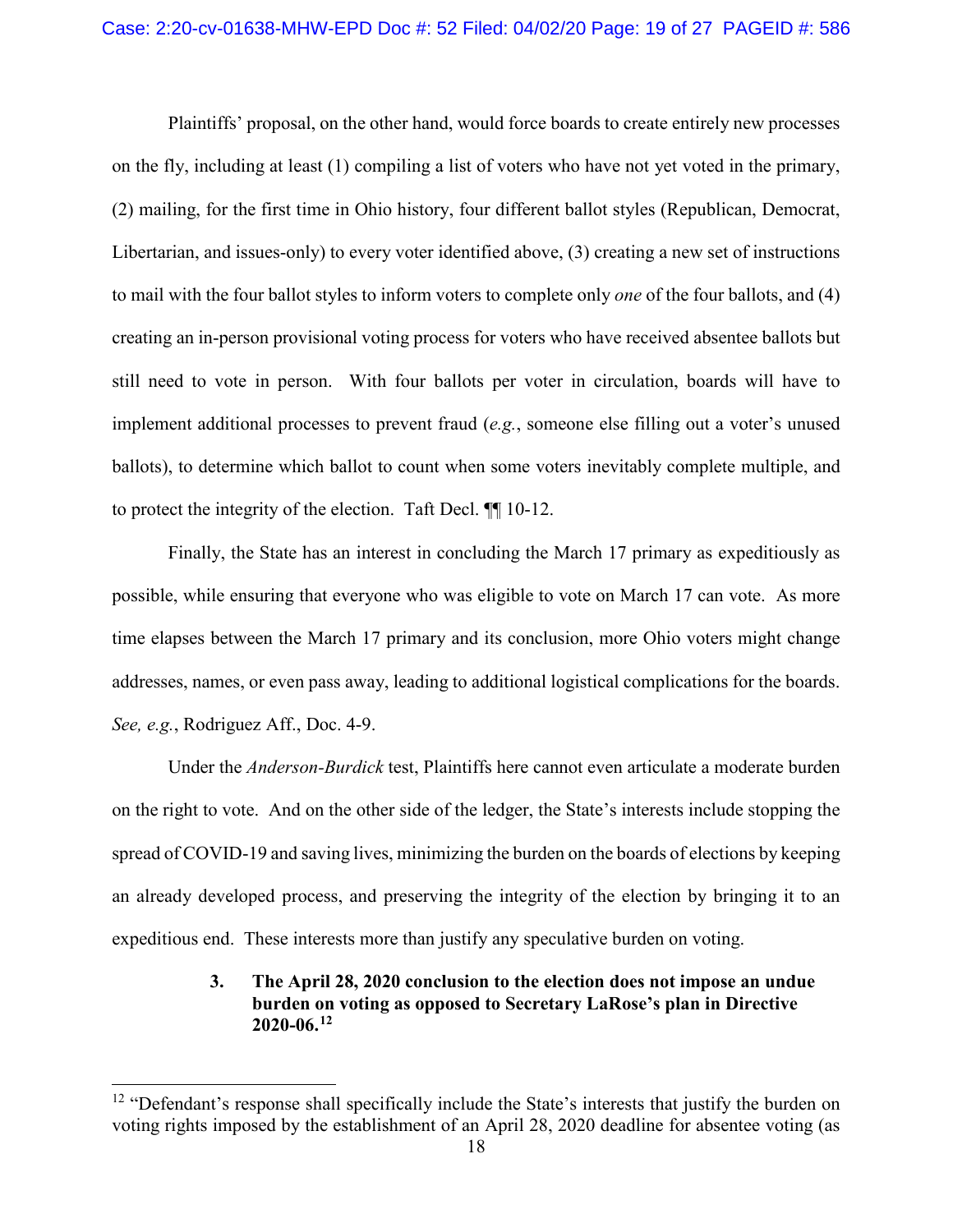Plaintiffs' proposal, on the other hand, would force boards to create entirely new processes on the fly, including at least (1) compiling a list of voters who have not yet voted in the primary, (2) mailing, for the first time in Ohio history, four different ballot styles (Republican, Democrat, Libertarian, and issues-only) to every voter identified above, (3) creating a new set of instructions to mail with the four ballot styles to inform voters to complete only *one* of the four ballots, and (4) creating an in-person provisional voting process for voters who have received absentee ballots but still need to vote in person. With four ballots per voter in circulation, boards will have to implement additional processes to prevent fraud (*e.g.*, someone else filling out a voter's unused ballots), to determine which ballot to count when some voters inevitably complete multiple, and to protect the integrity of the election. Taft Decl. ¶¶ 10-12.

Finally, the State has an interest in concluding the March 17 primary as expeditiously as possible, while ensuring that everyone who was eligible to vote on March 17 can vote. As more time elapses between the March 17 primary and its conclusion, more Ohio voters might change addresses, names, or even pass away, leading to additional logistical complications for the boards. *See, e.g.*, Rodriguez Aff., Doc. 4-9.

Under the *Anderson-Burdick* test, Plaintiffs here cannot even articulate a moderate burden on the right to vote. And on the other side of the ledger, the State's interests include stopping the spread of COVID-19 and saving lives, minimizing the burden on the boards of elections by keeping an already developed process, and preserving the integrity of the election by bringing it to an expeditious end. These interests more than justify any speculative burden on voting.

### 3. The April 28, 2020 conclusion to the election does not impose an undue burden on voting as opposed to Secretary LaRose's plan in Directive 2020-06.[12]

---

[12] "Defendant's response shall specifically include the State's interests that justify the burden on voting rights imposed by the establishment of an April 28, 2020 deadline for absentee voting (as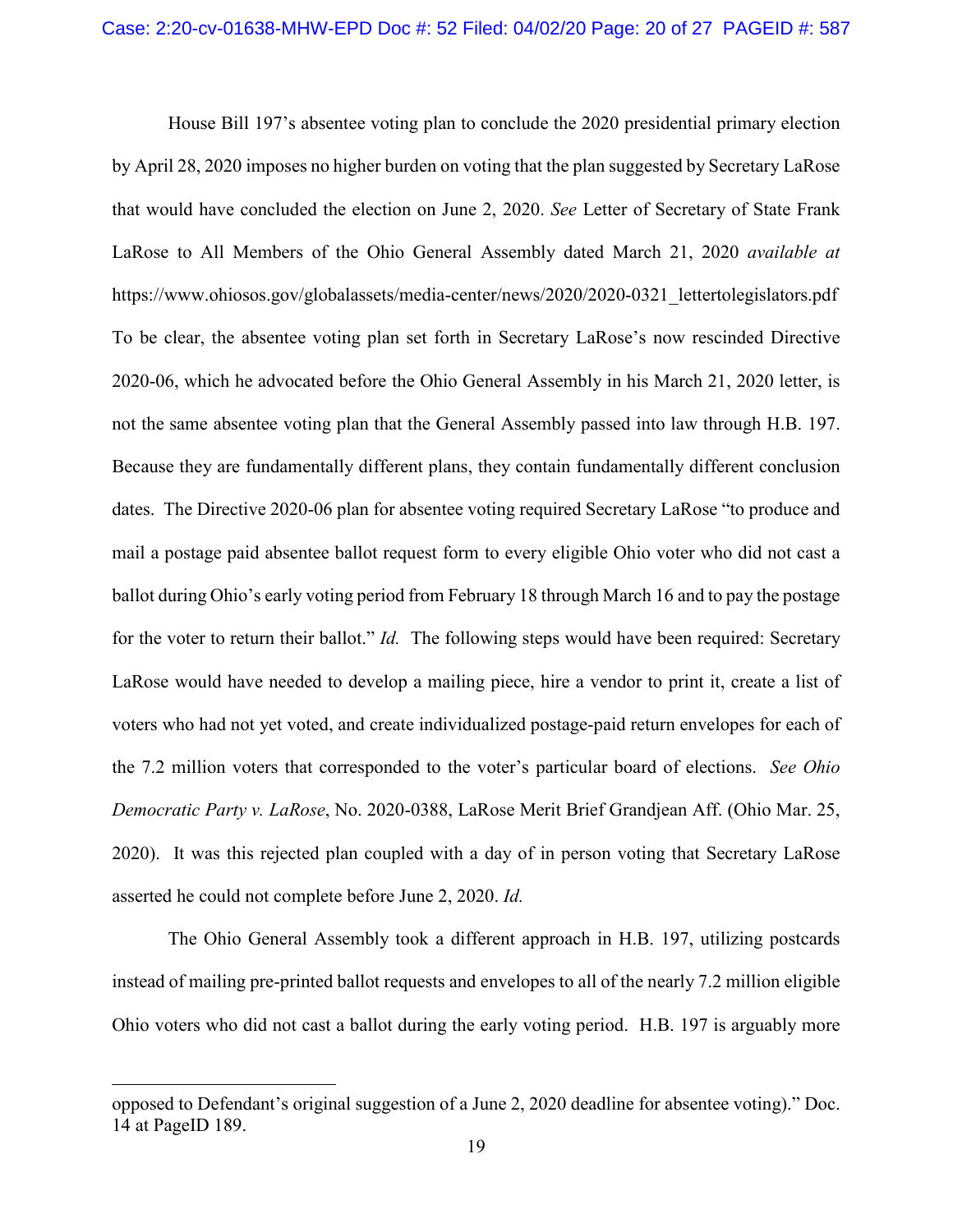House Bill 197's absentee voting plan to conclude the 2020 presidential primary election by April 28, 2020 imposes no higher burden on voting that the plan suggested by Secretary LaRose that would have concluded the election on June 2, 2020. *See* Letter of Secretary of State Frank LaRose to All Members of the Ohio General Assembly dated March 21, 2020 *available at* https://www.ohiosos.gov/globalassets/media-center/news/2020/2020-0321_lettertolegislators.pdf To be clear, the absentee voting plan set forth in Secretary LaRose's now rescinded Directive 2020-06, which he advocated before the Ohio General Assembly in his March 21, 2020 letter, is not the same absentee voting plan that the General Assembly passed into law through H.B. 197. Because they are fundamentally different plans, they contain fundamentally different conclusion dates. The Directive 2020-06 plan for absentee voting required Secretary LaRose "to produce and mail a postage paid absentee ballot request form to every eligible Ohio voter who did not cast a ballot during Ohio's early voting period from February 18 through March 16 and to pay the postage for the voter to return their ballot." *Id.* The following steps would have been required: Secretary LaRose would have needed to develop a mailing piece, hire a vendor to print it, create a list of voters who had not yet voted, and create individualized postage-paid return envelopes for each of the 7.2 million voters that corresponded to the voter's particular board of elections. *See Ohio Democratic Party v. LaRose*, No. 2020-0388, LaRose Merit Brief Grandjean Aff. (Ohio Mar. 25, 2020). It was this rejected plan coupled with a day of in person voting that Secretary LaRose asserted he could not complete before June 2, 2020. *Id.*

The Ohio General Assembly took a different approach in H.B. 197, utilizing postcards instead of mailing pre-printed ballot requests and envelopes to all of the nearly 7.2 million eligible Ohio voters who did not cast a ballot during the early voting period. H.B. 197 is arguably more

---

opposed to Defendant's original suggestion of a June 2, 2020 deadline for absentee voting)." Doc. 14 at PageID 189.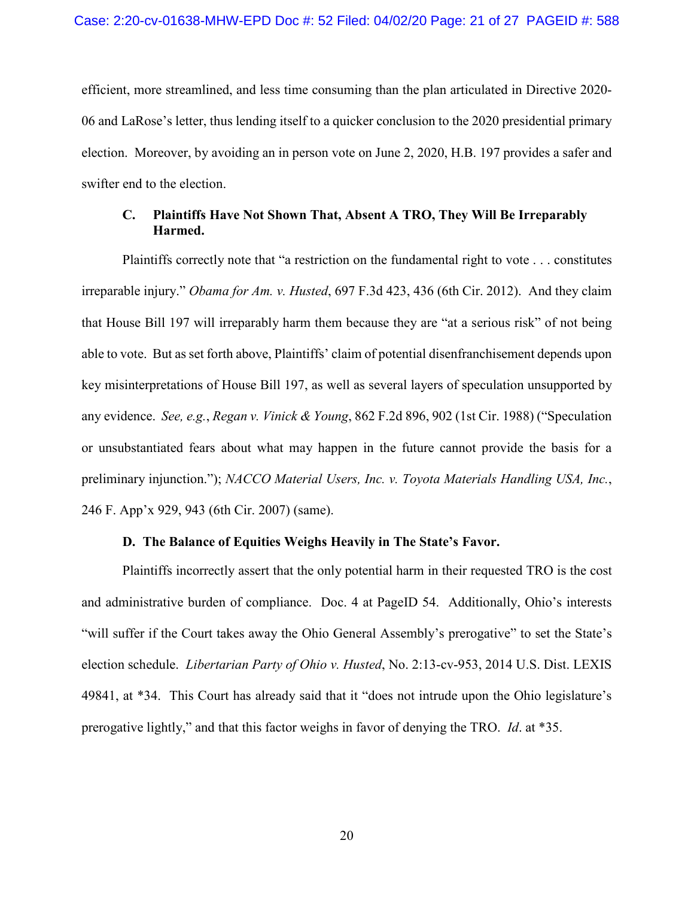efficient, more streamlined, and less time consuming than the plan articulated in Directive 2020-06 and LaRose's letter, thus lending itself to a quicker conclusion to the 2020 presidential primary election. Moreover, by avoiding an in person vote on June 2, 2020, H.B. 197 provides a safer and swifter end to the election.

### C. Plaintiffs Have Not Shown That, Absent A TRO, They Will Be Irreparably Harmed.

Plaintiffs correctly note that "a restriction on the fundamental right to vote . . . constitutes irreparable injury." *Obama for Am. v. Husted*, 697 F.3d 423, 436 (6th Cir. 2012). And they claim that House Bill 197 will irreparably harm them because they are "at a serious risk" of not being able to vote. But as set forth above, Plaintiffs' claim of potential disenfranchisement depends upon key misinterpretations of House Bill 197, as well as several layers of speculation unsupported by any evidence. *See, e.g.*, *Regan v. Vinick & Young*, 862 F.2d 896, 902 (1st Cir. 1988) ("Speculation or unsubstantiated fears about what may happen in the future cannot provide the basis for a preliminary injunction."); *NACCO Material Users, Inc. v. Toyota Materials Handling USA, Inc.*, 246 F. App'x 929, 943 (6th Cir. 2007) (same).

### D. The Balance of Equities Weighs Heavily in The State's Favor.

Plaintiffs incorrectly assert that the only potential harm in their requested TRO is the cost and administrative burden of compliance. Doc. 4 at PageID 54. Additionally, Ohio's interests "will suffer if the Court takes away the Ohio General Assembly's prerogative" to set the State's election schedule. *Libertarian Party of Ohio v. Husted*, No. 2:13-cv-953, 2014 U.S. Dist. LEXIS 49841, at *34. This Court has already said that it "does not intrude upon the Ohio legislature's prerogative lightly," and that this factor weighs in favor of denying the TRO. *Id*. at *35.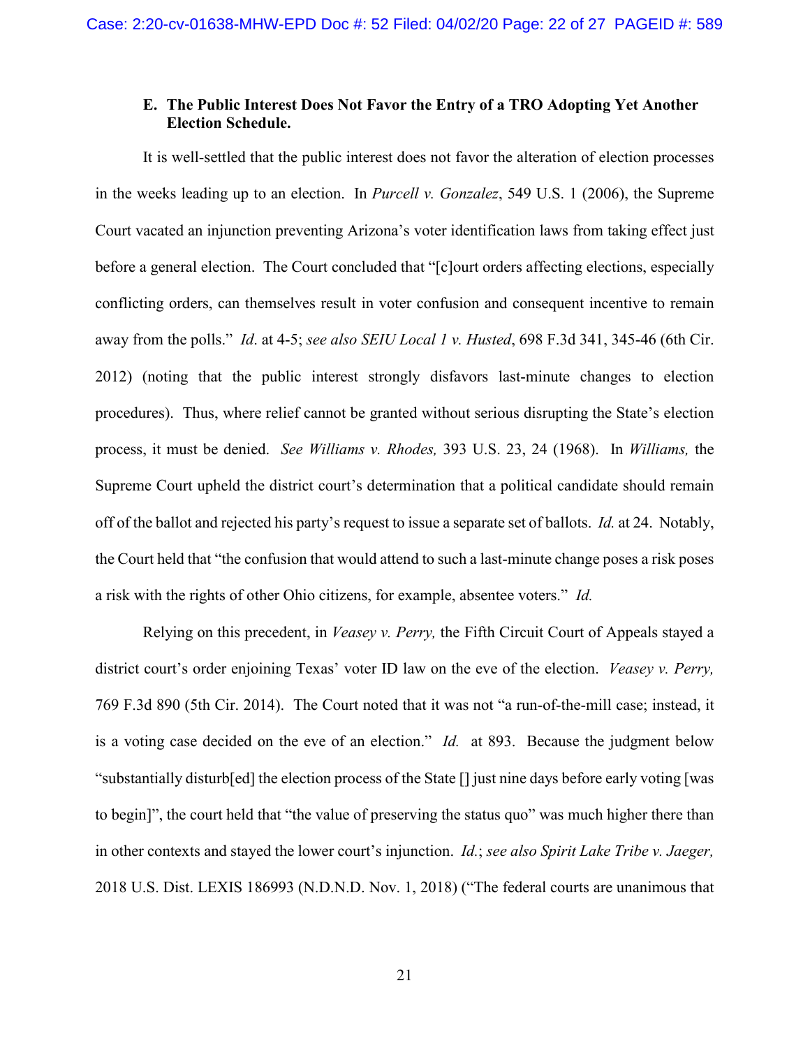### E. The Public Interest Does Not Favor the Entry of a TRO Adopting Yet Another Election Schedule.

It is well-settled that the public interest does not favor the alteration of election processes in the weeks leading up to an election. In *Purcell v. Gonzalez*, 549 U.S. 1 (2006), the Supreme Court vacated an injunction preventing Arizona's voter identification laws from taking effect just before a general election. The Court concluded that "[c]ourt orders affecting elections, especially conflicting orders, can themselves result in voter confusion and consequent incentive to remain away from the polls." *Id*. at 4-5; *see also SEIU Local 1 v. Husted*, 698 F.3d 341, 345-46 (6th Cir. 2012) (noting that the public interest strongly disfavors last-minute changes to election procedures). Thus, where relief cannot be granted without serious disrupting the State's election process, it must be denied. *See Williams v. Rhodes,* 393 U.S. 23, 24 (1968). In *Williams,* the Supreme Court upheld the district court's determination that a political candidate should remain off of the ballot and rejected his party's request to issue a separate set of ballots. *Id.* at 24. Notably, the Court held that "the confusion that would attend to such a last-minute change poses a risk poses a risk with the rights of other Ohio citizens, for example, absentee voters." *Id.*

Relying on this precedent, in *Veasey v. Perry,* the Fifth Circuit Court of Appeals stayed a district court's order enjoining Texas' voter ID law on the eve of the election. *Veasey v. Perry,* 769 F.3d 890 (5th Cir. 2014). The Court noted that it was not "a run-of-the-mill case; instead, it is a voting case decided on the eve of an election." *Id.* at 893. Because the judgment below "substantially disturb[ed] the election process of the State [] just nine days before early voting [was to begin]", the court held that "the value of preserving the status quo" was much higher there than in other contexts and stayed the lower court's injunction. *Id.*; *see also Spirit Lake Tribe v. Jaeger,* 2018 U.S. Dist. LEXIS 186993 (N.D.N.D. Nov. 1, 2018) ("The federal courts are unanimous that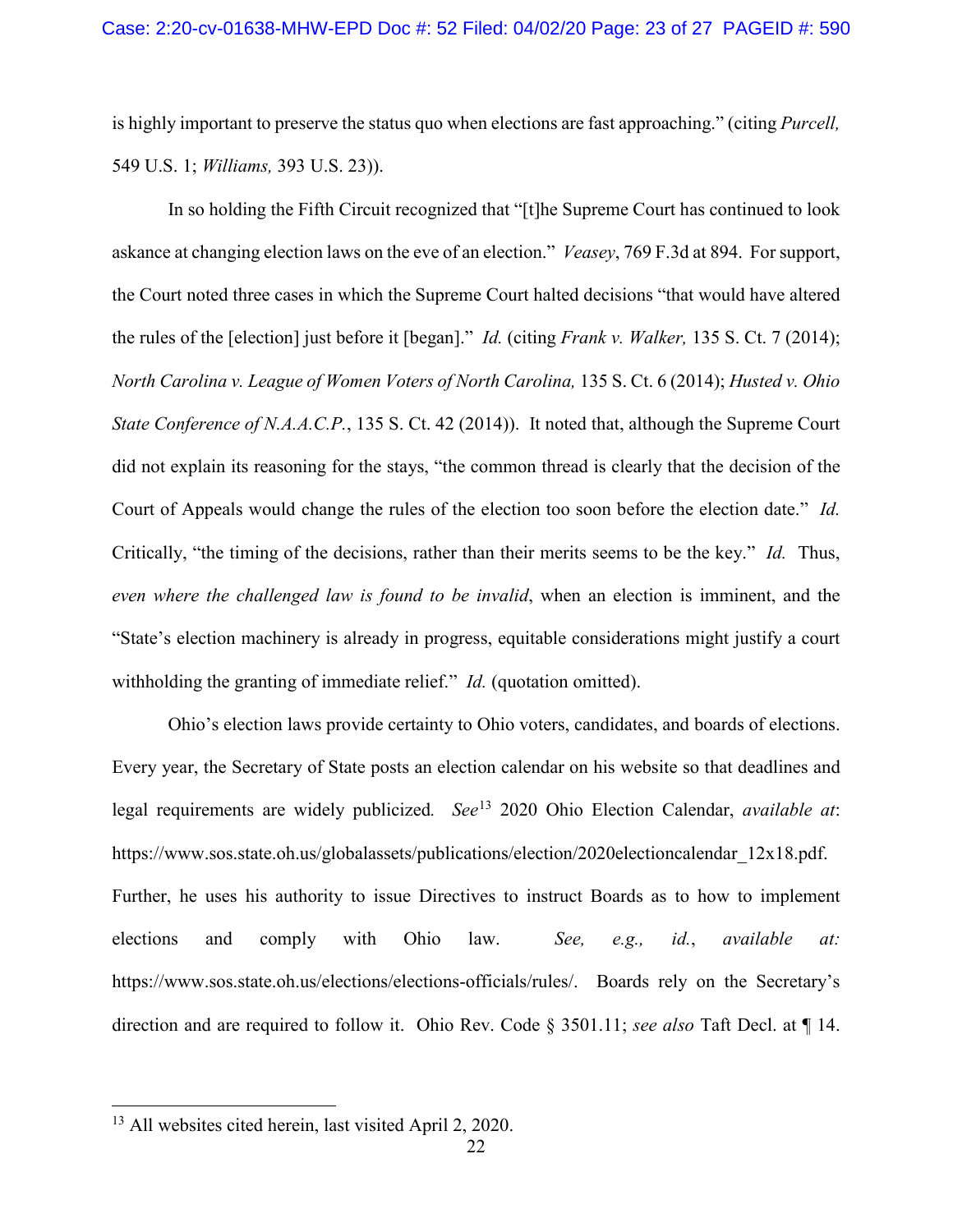is highly important to preserve the status quo when elections are fast approaching." (citing *Purcell,* 549 U.S. 1; *Williams,* 393 U.S. 23)).

In so holding the Fifth Circuit recognized that "[t]he Supreme Court has continued to look askance at changing election laws on the eve of an election." *Veasey*, 769 F.3d at 894. For support, the Court noted three cases in which the Supreme Court halted decisions "that would have altered the rules of the [election] just before it [began]." *Id.* (citing *Frank v. Walker,* 135 S. Ct. 7 (2014); *North Carolina v. League of Women Voters of North Carolina,* 135 S. Ct. 6 (2014); *Husted v. Ohio State Conference of N.A.A.C.P.*, 135 S. Ct. 42 (2014)). It noted that, although the Supreme Court did not explain its reasoning for the stays, "the common thread is clearly that the decision of the Court of Appeals would change the rules of the election too soon before the election date." *Id.* Critically, "the timing of the decisions, rather than their merits seems to be the key." *Id.* Thus, *even where the challenged law is found to be invalid*, when an election is imminent, and the "State's election machinery is already in progress, equitable considerations might justify a court withholding the granting of immediate relief." *Id.* (quotation omitted).

Ohio's election laws provide certainty to Ohio voters, candidates, and boards of elections. Every year, the Secretary of State posts an election calendar on his website so that deadlines and legal requirements are widely publicized. *See*[13] 2020 Ohio Election Calendar, *available at*: https://www.sos.state.oh.us/globalassets/publications/election/2020electioncalendar_12x18.pdf. Further, he uses his authority to issue Directives to instruct Boards as to how to implement elections and comply with Ohio law. *See, e.g., id.*, *available at:* https://www.sos.state.oh.us/elections/elections-officials/rules/. Boards rely on the Secretary's direction and are required to follow it. Ohio Rev. Code § 3501.11; *see also* Taft Decl. at ¶ 14.

---

[13] All websites cited herein, last visited April 2, 2020.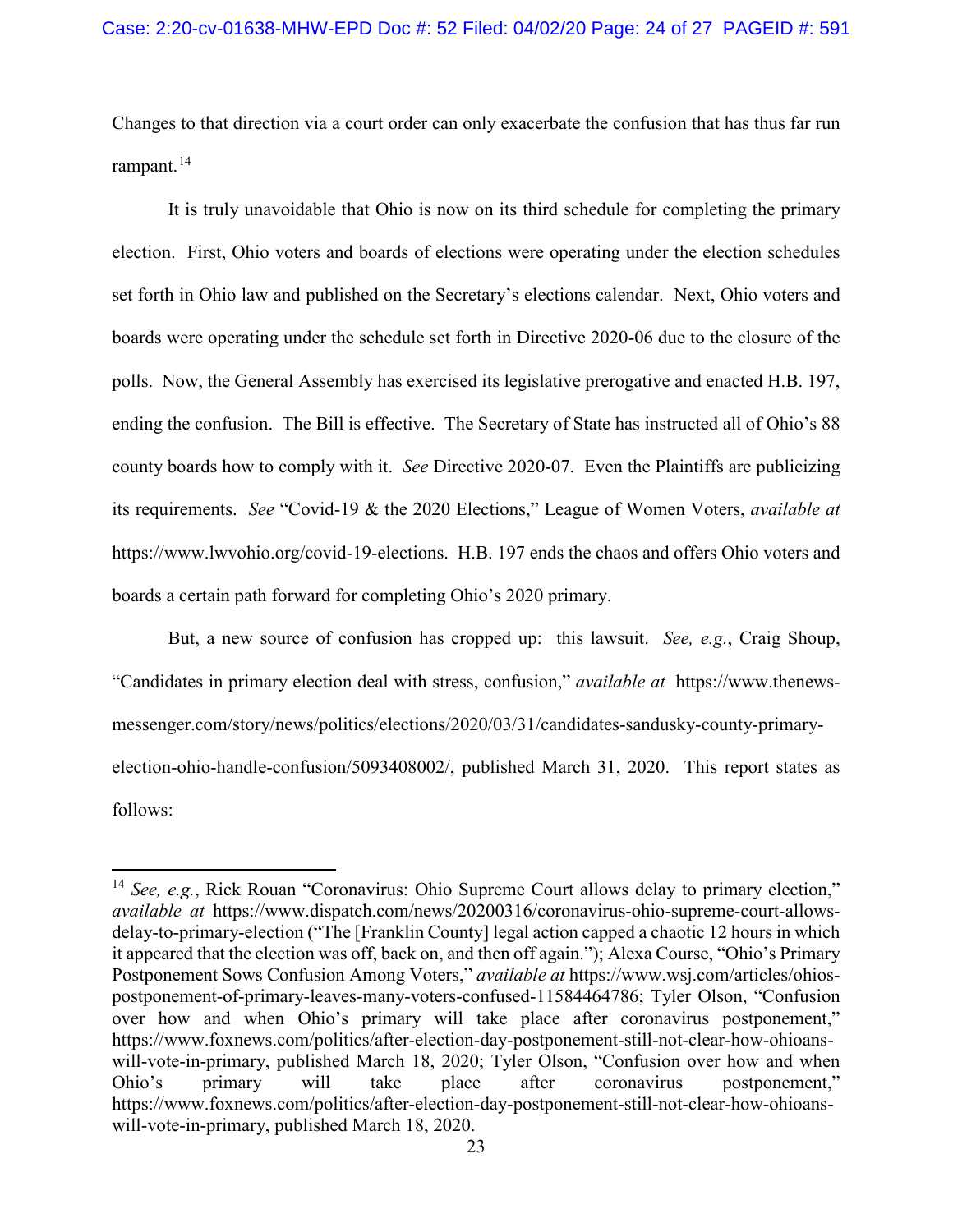Changes to that direction via a court order can only exacerbate the confusion that has thus far run rampant.[14]

It is truly unavoidable that Ohio is now on its third schedule for completing the primary election. First, Ohio voters and boards of elections were operating under the election schedules set forth in Ohio law and published on the Secretary's elections calendar. Next, Ohio voters and boards were operating under the schedule set forth in Directive 2020-06 due to the closure of the polls. Now, the General Assembly has exercised its legislative prerogative and enacted H.B. 197, ending the confusion. The Bill is effective. The Secretary of State has instructed all of Ohio's 88 county boards how to comply with it. *See* Directive 2020-07. Even the Plaintiffs are publicizing its requirements. *See* "Covid-19 & the 2020 Elections," League of Women Voters, *available at* https://www.lwvohio.org/covid-19-elections. H.B. 197 ends the chaos and offers Ohio voters and boards a certain path forward for completing Ohio's 2020 primary.

But, a new source of confusion has cropped up: this lawsuit. *See, e.g.*, Craig Shoup, "Candidates in primary election deal with stress, confusion," *available at* https://www.thenews-messenger.com/story/news/politics/elections/2020/03/31/candidates-sandusky-county-primary-election-ohio-handle-confusion/5093408002/, published March 31, 2020. This report states as follows:

---

[14] *See, e.g.*, Rick Rouan "Coronavirus: Ohio Supreme Court allows delay to primary election," *available at* https://www.dispatch.com/news/20200316/coronavirus-ohio-supreme-court-allows-delay-to-primary-election ("The [Franklin County] legal action capped a chaotic 12 hours in which it appeared that the election was off, back on, and then off again."); Alexa Course, "Ohio's Primary Postponement Sows Confusion Among Voters," *available at* https://www.wsj.com/articles/ohios-postponement-of-primary-leaves-many-voters-confused-11584464786; Tyler Olson, "Confusion over how and when Ohio's primary will take place after coronavirus postponement," https://www.foxnews.com/politics/after-election-day-postponement-still-not-clear-how-ohioans-will-vote-in-primary, published March 18, 2020; Tyler Olson, "Confusion over how and when Ohio's primary will take place after coronavirus postponement," https://www.foxnews.com/politics/after-election-day-postponement-still-not-clear-how-ohioans-will-vote-in-primary, published March 18, 2020.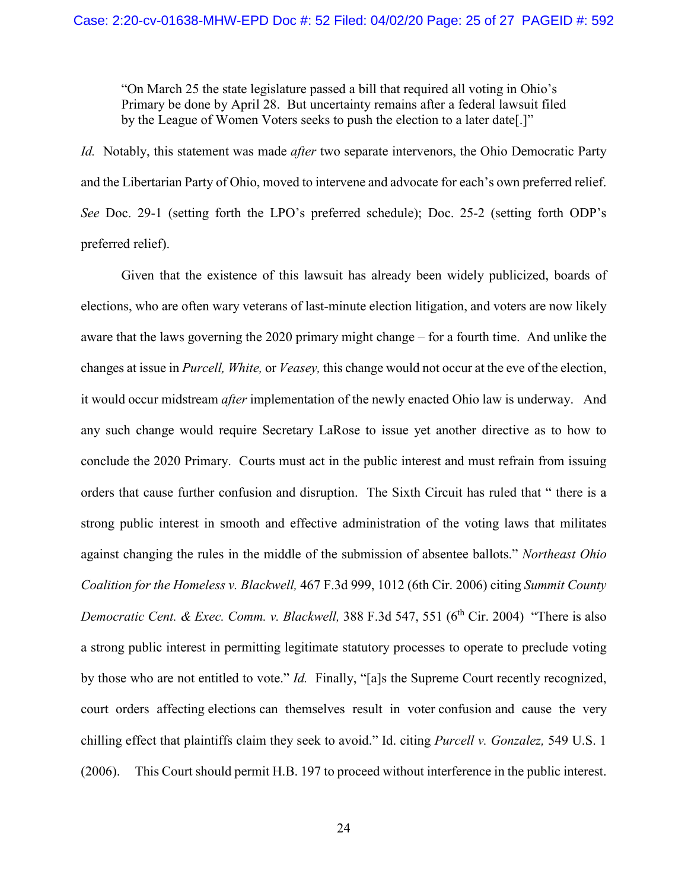> "On March 25 the state legislature passed a bill that required all voting in Ohio's Primary be done by April 28. But uncertainty remains after a federal lawsuit filed by the League of Women Voters seeks to push the election to a later date[.]"

*Id.* Notably, this statement was made *after* two separate intervenors, the Ohio Democratic Party and the Libertarian Party of Ohio, moved to intervene and advocate for each's own preferred relief. *See* Doc. 29-1 (setting forth the LPO's preferred schedule); Doc. 25-2 (setting forth ODP's preferred relief).

Given that the existence of this lawsuit has already been widely publicized, boards of elections, who are often wary veterans of last-minute election litigation, and voters are now likely aware that the laws governing the 2020 primary might change – for a fourth time. And unlike the changes at issue in *Purcell, White,* or *Veasey,* this change would not occur at the eve of the election, it would occur midstream *after* implementation of the newly enacted Ohio law is underway. And any such change would require Secretary LaRose to issue yet another directive as to how to conclude the 2020 Primary. Courts must act in the public interest and must refrain from issuing orders that cause further confusion and disruption. The Sixth Circuit has ruled that " there is a strong public interest in smooth and effective administration of the voting laws that militates against changing the rules in the middle of the submission of absentee ballots." *Northeast Ohio Coalition for the Homeless v. Blackwell,* 467 F.3d 999, 1012 (6th Cir. 2006) citing *Summit County Democratic Cent. & Exec. Comm. v. Blackwell,* 388 F.3d 547, 551 (6th Cir. 2004) "There is also a strong public interest in permitting legitimate statutory processes to operate to preclude voting by those who are not entitled to vote." *Id.* Finally, "[a]s the Supreme Court recently recognized, court orders affecting elections can themselves result in voter confusion and cause the very chilling effect that plaintiffs claim they seek to avoid." Id. citing *Purcell v. Gonzalez,* 549 U.S. 1 (2006). This Court should permit H.B. 197 to proceed without interference in the public interest.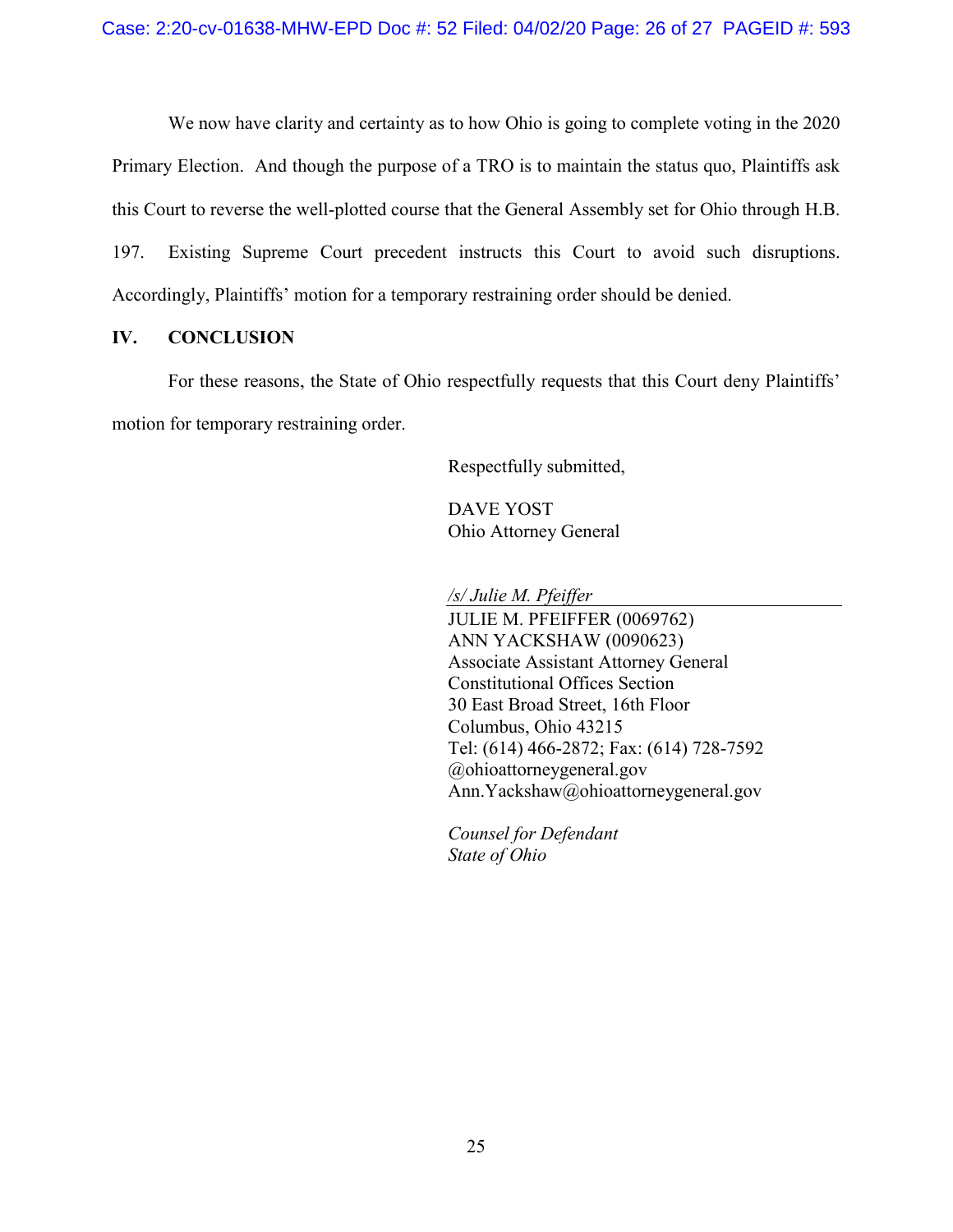We now have clarity and certainty as to how Ohio is going to complete voting in the 2020 Primary Election. And though the purpose of a TRO is to maintain the status quo, Plaintiffs ask this Court to reverse the well-plotted course that the General Assembly set for Ohio through H.B. 197. Existing Supreme Court precedent instructs this Court to avoid such disruptions. Accordingly, Plaintiffs' motion for a temporary restraining order should be denied.

## IV. CONCLUSION

For these reasons, the State of Ohio respectfully requests that this Court deny Plaintiffs' motion for temporary restraining order.

Respectfully submitted,

DAVE YOST
Ohio Attorney General

*/s/ Julie M. Pfeiffer*
JULIE M. PFEIFFER (0069762)
ANN YACKSHAW (0090623)
Associate Assistant Attorney General
Constitutional Offices Section
30 East Broad Street, 16th Floor
Columbus, Ohio 43215
Tel: (614) 466-2872; Fax: (614) 728-7592
@ohioattorneygeneral.gov
Ann.Yackshaw@ohioattorneygeneral.gov

*Counsel for Defendant*
*State of Ohio*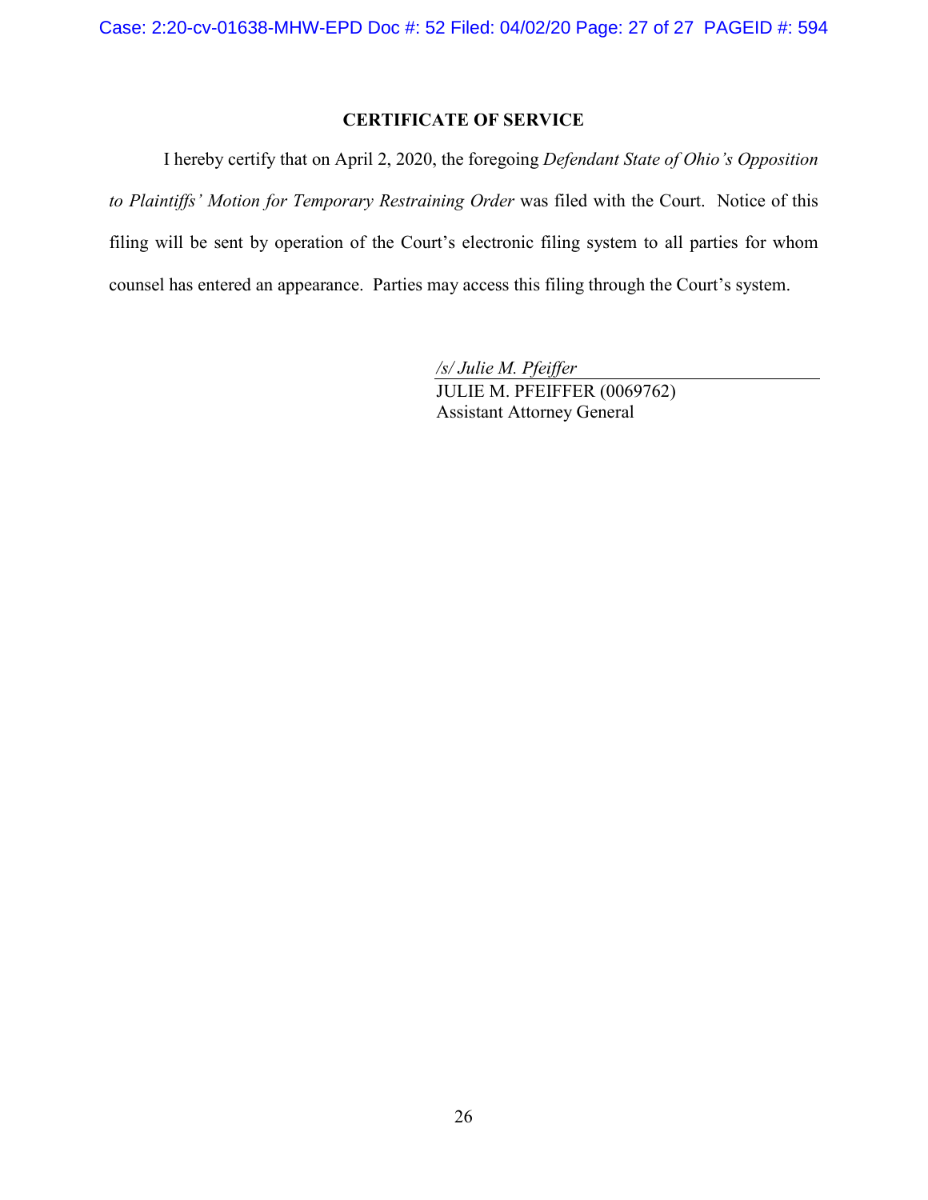**CERTIFICATE OF SERVICE**

I hereby certify that on April 2, 2020, the foregoing *Defendant State of Ohio's Opposition to Plaintiffs' Motion for Temporary Restraining Order* was filed with the Court. Notice of this filing will be sent by operation of the Court's electronic filing system to all parties for whom counsel has entered an appearance. Parties may access this filing through the Court's system.

*/s/ Julie M. Pfeiffer*
JULIE M. PFEIFFER (0069762)
Assistant Attorney General